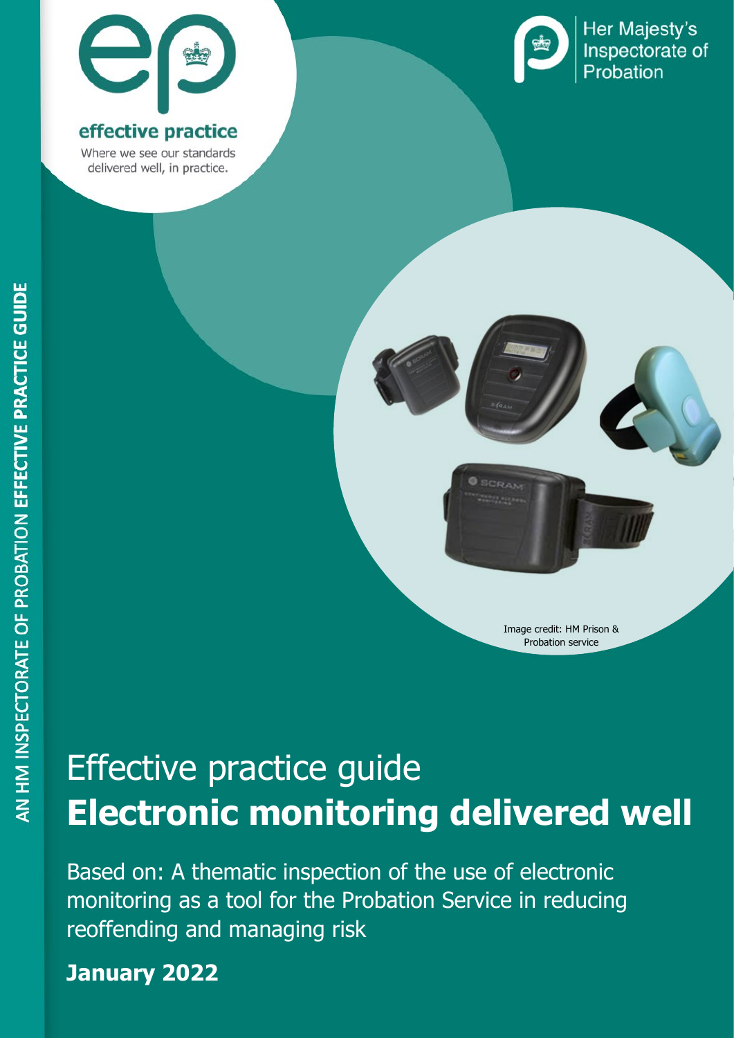effective practice

Where we see our standards delivered well, in practice.

Her Majesty's Inspectorate of Probation

AN HM INSPECTORATE OF PROBATION **EFFECTIVE PRACTICE GUIDE**

Image credit: HM Prison & Probation service

# Effective practice guide
# **Electronic monitoring delivered well**

Based on: A thematic inspection of the use of electronic monitoring as a tool for the Probation Service in reducing reoffending and managing risk

**January 2022**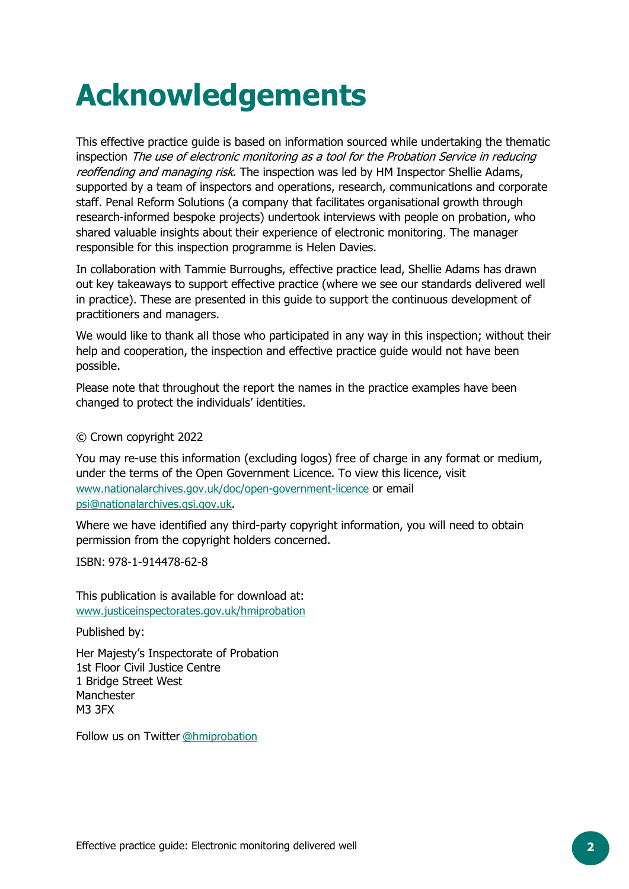# Acknowledgements

This effective practice guide is based on information sourced while undertaking the thematic inspection *The use of electronic monitoring as a tool for the Probation Service in reducing reoffending and managing risk*. The inspection was led by HM Inspector Shellie Adams, supported by a team of inspectors and operations, research, communications and corporate staff. Penal Reform Solutions (a company that facilitates organisational growth through research-informed bespoke projects) undertook interviews with people on probation, who shared valuable insights about their experience of electronic monitoring. The manager responsible for this inspection programme is Helen Davies.

In collaboration with Tammie Burroughs, effective practice lead, Shellie Adams has drawn out key takeaways to support effective practice (where we see our standards delivered well in practice). These are presented in this guide to support the continuous development of practitioners and managers.

We would like to thank all those who participated in any way in this inspection; without their help and cooperation, the inspection and effective practice guide would not have been possible.

Please note that throughout the report the names in the practice examples have been changed to protect the individuals' identities.

© Crown copyright 2022

You may re-use this information (excluding logos) free of charge in any format or medium, under the terms of the Open Government Licence. To view this licence, visit www.nationalarchives.gov.uk/doc/open-government-licence or email psi@nationalarchives.gsi.gov.uk.

Where we have identified any third-party copyright information, you will need to obtain permission from the copyright holders concerned.

ISBN: 978-1-914478-62-8

This publication is available for download at:
www.justiceinspectorates.gov.uk/hmiprobation

Published by:

Her Majesty's Inspectorate of Probation
1st Floor Civil Justice Centre
1 Bridge Street West
Manchester
M3 3FX

Follow us on Twitter @hmiprobation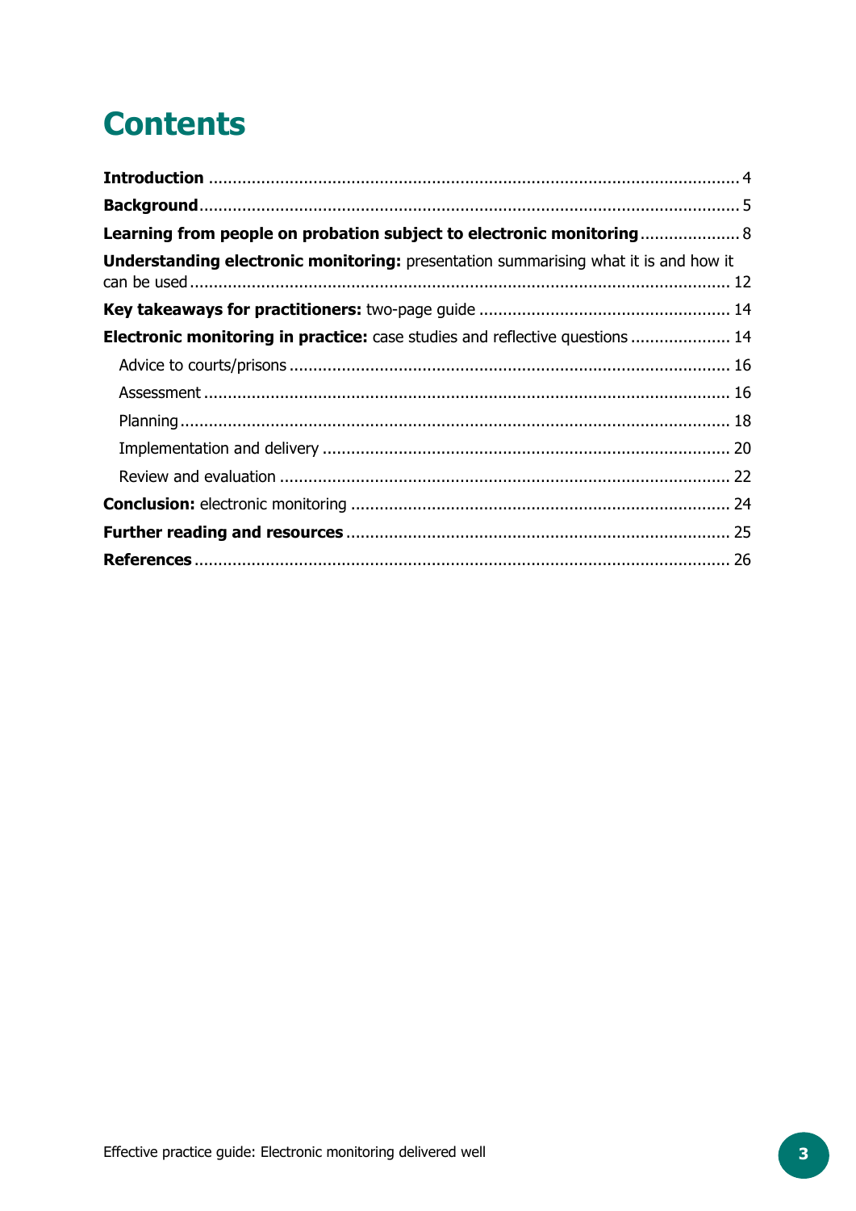# Contents

**Introduction** ........................................................................ 4

**Background** ........................................................................ 5

**Learning from people on probation subject to electronic monitoring** .................... 8

**Understanding electronic monitoring:** presentation summarising what it is and how it can be used ........................................................................ 12

**Key takeaways for practitioners:** two-page guide .................................................... 14

**Electronic monitoring in practice:** case studies and reflective questions .................... 14

- Advice to courts/prisons ........................................................................ 16
- Assessment ........................................................................ 16
- Planning ........................................................................ 18
- Implementation and delivery ........................................................................ 20
- Review and evaluation ........................................................................ 22

**Conclusion:** electronic monitoring ........................................................................ 24

**Further reading and resources** ........................................................................ 25

**References** ........................................................................ 26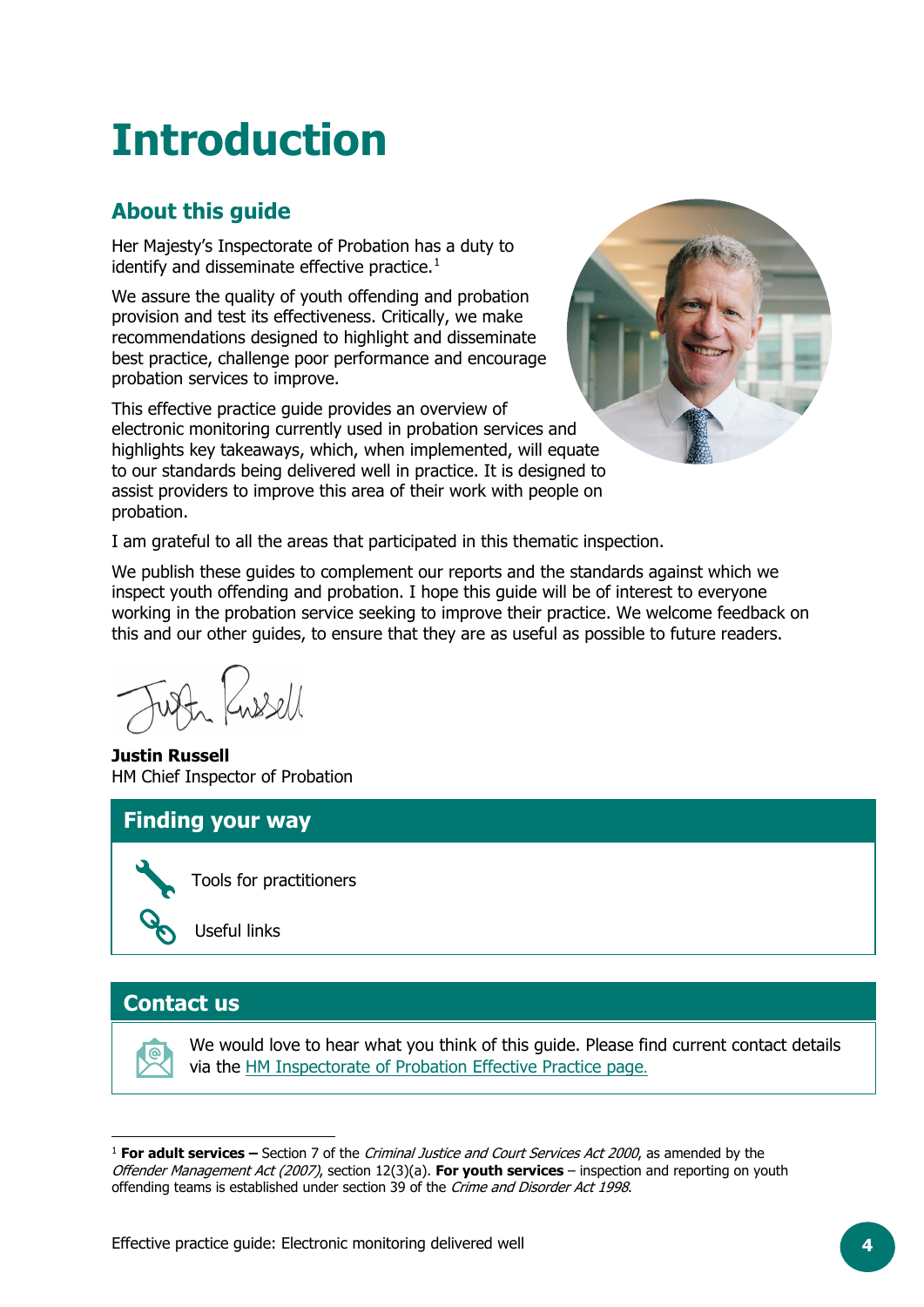# Introduction

## About this guide

Her Majesty's Inspectorate of Probation has a duty to identify and disseminate effective practice.[1]

We assure the quality of youth offending and probation provision and test its effectiveness. Critically, we make recommendations designed to highlight and disseminate best practice, challenge poor performance and encourage probation services to improve.

This effective practice guide provides an overview of electronic monitoring currently used in probation services and highlights key takeaways, which, when implemented, will equate to our standards being delivered well in practice. It is designed to assist providers to improve this area of their work with people on probation.

I am grateful to all the areas that participated in this thematic inspection.

We publish these guides to complement our reports and the standards against which we inspect youth offending and probation. I hope this guide will be of interest to everyone working in the probation service seeking to improve their practice. We welcome feedback on this and our other guides, to ensure that they are as useful as possible to future readers.

**Justin Russell**
HM Chief Inspector of Probation

## Finding your way

Tools for practitioners

Useful links

## Contact us

We would love to hear what you think of this guide. Please find current contact details via the HM Inspectorate of Probation Effective Practice page.

---

[1] **For adult services –** Section 7 of the *Criminal Justice and Court Services Act 2000*, as amended by the *Offender Management Act (2007)*, section 12(3)(a). **For youth services** – inspection and reporting on youth offending teams is established under section 39 of the *Crime and Disorder Act 1998*.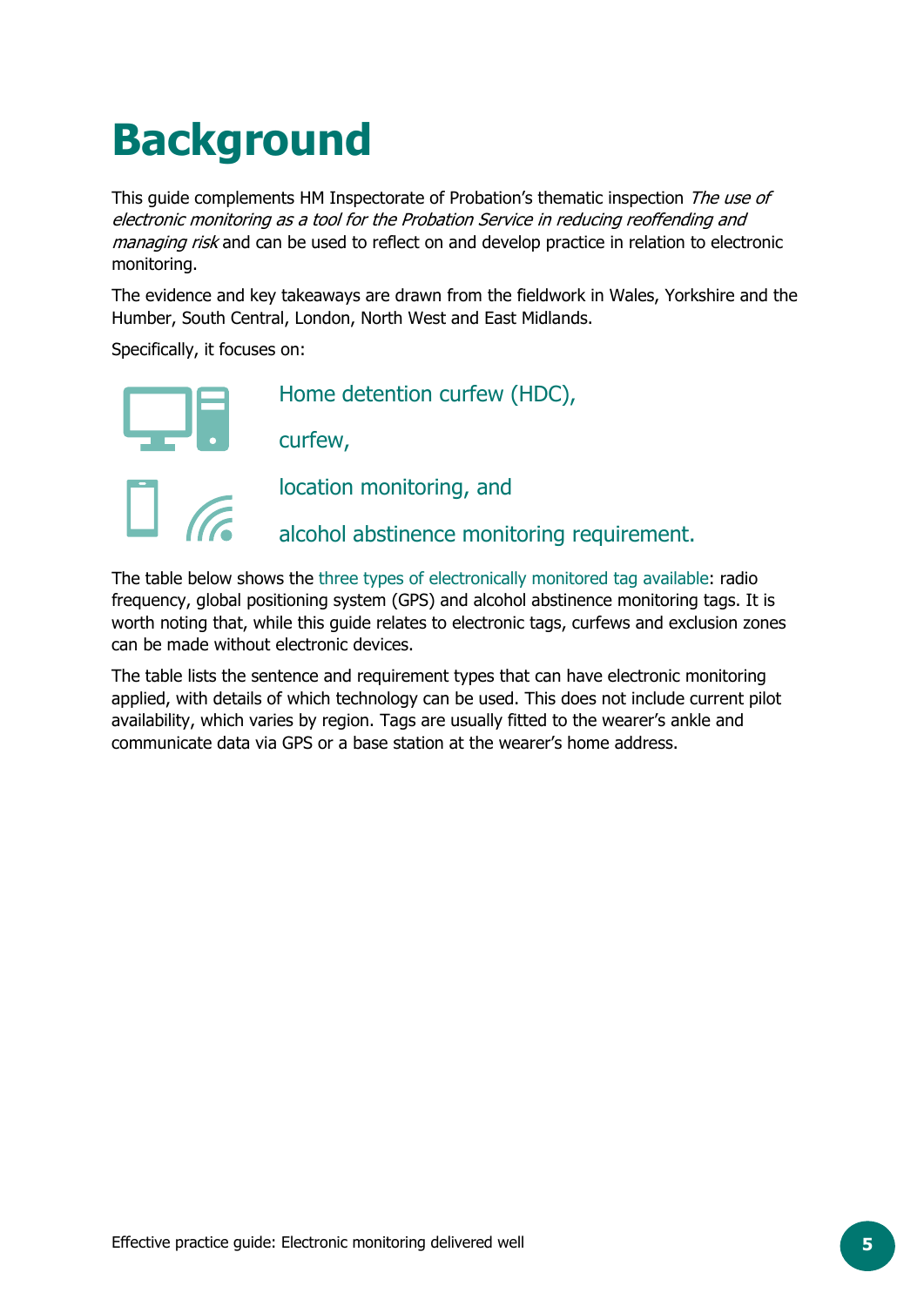# Background

This guide complements HM Inspectorate of Probation's thematic inspection *The use of electronic monitoring as a tool for the Probation Service in reducing reoffending and managing risk* and can be used to reflect on and develop practice in relation to electronic monitoring.

The evidence and key takeaways are drawn from the fieldwork in Wales, Yorkshire and the Humber, South Central, London, North West and East Midlands.

Specifically, it focuses on:

- Home detention curfew (HDC),
- curfew,
- location monitoring, and
- alcohol abstinence monitoring requirement.

The table below shows the three types of electronically monitored tag available: radio frequency, global positioning system (GPS) and alcohol abstinence monitoring tags. It is worth noting that, while this guide relates to electronic tags, curfews and exclusion zones can be made without electronic devices.

The table lists the sentence and requirement types that can have electronic monitoring applied, with details of which technology can be used. This does not include current pilot availability, which varies by region. Tags are usually fitted to the wearer's ankle and communicate data via GPS or a base station at the wearer's home address.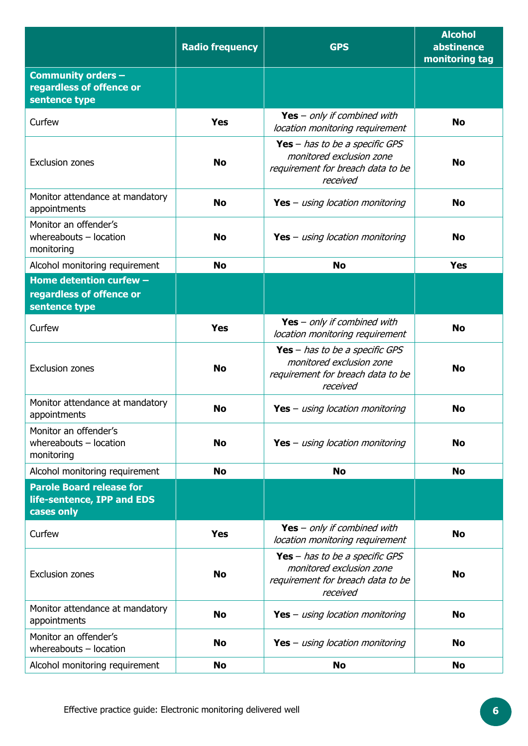| | Radio frequency | GPS | Alcohol abstinence monitoring tag |
|---|---|---|---|
| **Community orders – regardless of offence or sentence type** | | | |
| Curfew | **Yes** | **Yes** – *only if combined with location monitoring requirement* | **No** |
| Exclusion zones | **No** | **Yes** – *has to be a specific GPS monitored exclusion zone requirement for breach data to be received* | **No** |
| Monitor attendance at mandatory appointments | **No** | **Yes** – *using location monitoring* | **No** |
| Monitor an offender's whereabouts – location monitoring | **No** | **Yes** – *using location monitoring* | **No** |
| Alcohol monitoring requirement | **No** | **No** | **Yes** |
| **Home detention curfew – regardless of offence or sentence type** | | | |
| Curfew | **Yes** | **Yes** – *only if combined with location monitoring requirement* | **No** |
| Exclusion zones | **No** | **Yes** – *has to be a specific GPS monitored exclusion zone requirement for breach data to be received* | **No** |
| Monitor attendance at mandatory appointments | **No** | **Yes** – *using location monitoring* | **No** |
| Monitor an offender's whereabouts – location monitoring | **No** | **Yes** – *using location monitoring* | **No** |
| Alcohol monitoring requirement | **No** | **No** | **No** |
| **Parole Board release for life-sentence, IPP and EDS cases only** | | | |
| Curfew | **Yes** | **Yes** – *only if combined with location monitoring requirement* | **No** |
| Exclusion zones | **No** | **Yes** – *has to be a specific GPS monitored exclusion zone requirement for breach data to be received* | **No** |
| Monitor attendance at mandatory appointments | **No** | **Yes** – *using location monitoring* | **No** |
| Monitor an offender's whereabouts – location | **No** | **Yes** – *using location monitoring* | **No** |
| Alcohol monitoring requirement | **No** | **No** | **No** |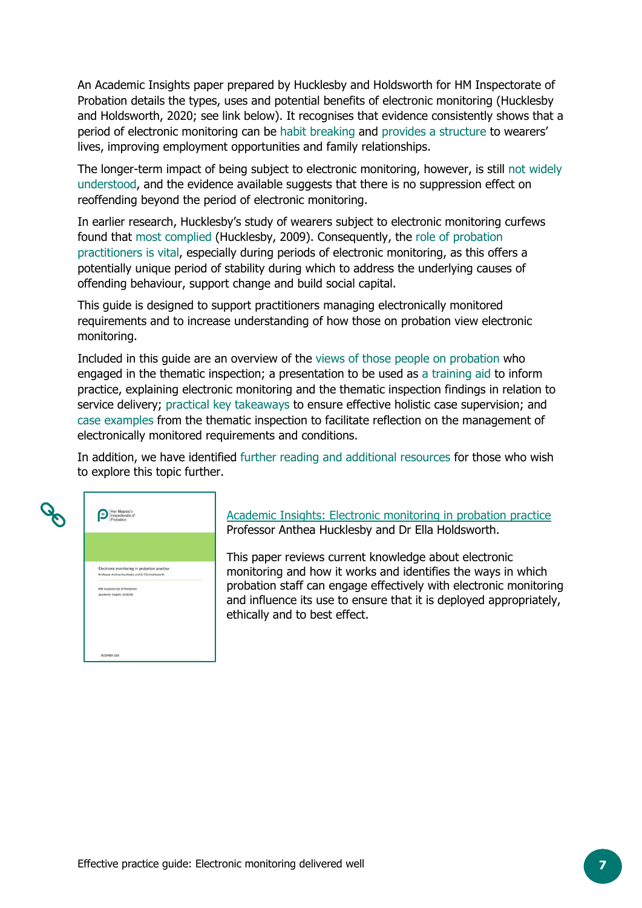An Academic Insights paper prepared by Hucklesby and Holdsworth for HM Inspectorate of Probation details the types, uses and potential benefits of electronic monitoring (Hucklesby and Holdsworth, 2020; see link below). It recognises that evidence consistently shows that a period of electronic monitoring can be habit breaking and provides a structure to wearers' lives, improving employment opportunities and family relationships.

The longer-term impact of being subject to electronic monitoring, however, is still not widely understood, and the evidence available suggests that there is no suppression effect on reoffending beyond the period of electronic monitoring.

In earlier research, Hucklesby's study of wearers subject to electronic monitoring curfews found that most complied (Hucklesby, 2009). Consequently, the role of probation practitioners is vital, especially during periods of electronic monitoring, as this offers a potentially unique period of stability during which to address the underlying causes of offending behaviour, support change and build social capital.

This guide is designed to support practitioners managing electronically monitored requirements and to increase understanding of how those on probation view electronic monitoring.

Included in this guide are an overview of the views of those people on probation who engaged in the thematic inspection; a presentation to be used as a training aid to inform practice, explaining electronic monitoring and the thematic inspection findings in relation to service delivery; practical key takeaways to ensure effective holistic case supervision; and case examples from the thematic inspection to facilitate reflection on the management of electronically monitored requirements and conditions.

In addition, we have identified further reading and additional resources for those who wish to explore this topic further.

Academic Insights: Electronic monitoring in probation practice
Professor Anthea Hucklesby and Dr Ella Holdsworth.

This paper reviews current knowledge about electronic monitoring and how it works and identifies the ways in which probation staff can engage effectively with electronic monitoring and influence its use to ensure that it is deployed appropriately, ethically and to best effect.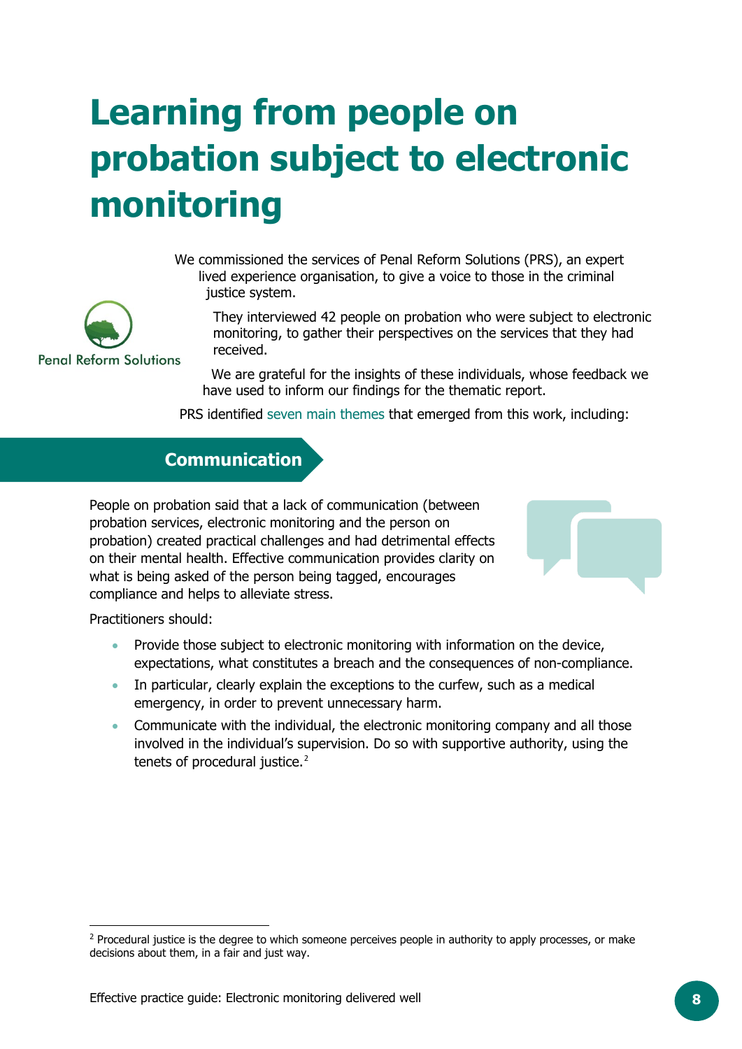# Learning from people on probation subject to electronic monitoring

Penal Reform Solutions

We commissioned the services of Penal Reform Solutions (PRS), an expert lived experience organisation, to give a voice to those in the criminal justice system.

They interviewed 42 people on probation who were subject to electronic monitoring, to gather their perspectives on the services that they had received.

We are grateful for the insights of these individuals, whose feedback we have used to inform our findings for the thematic report.

PRS identified seven main themes that emerged from this work, including:

## Communication

People on probation said that a lack of communication (between probation services, electronic monitoring and the person on probation) created practical challenges and had detrimental effects on their mental health. Effective communication provides clarity on what is being asked of the person being tagged, encourages compliance and helps to alleviate stress.

Practitioners should:

- Provide those subject to electronic monitoring with information on the device, expectations, what constitutes a breach and the consequences of non-compliance.
- In particular, clearly explain the exceptions to the curfew, such as a medical emergency, in order to prevent unnecessary harm.
- Communicate with the individual, the electronic monitoring company and all those involved in the individual's supervision. Do so with supportive authority, using the tenets of procedural justice.[2]

[2] Procedural justice is the degree to which someone perceives people in authority to apply processes, or make decisions about them, in a fair and just way.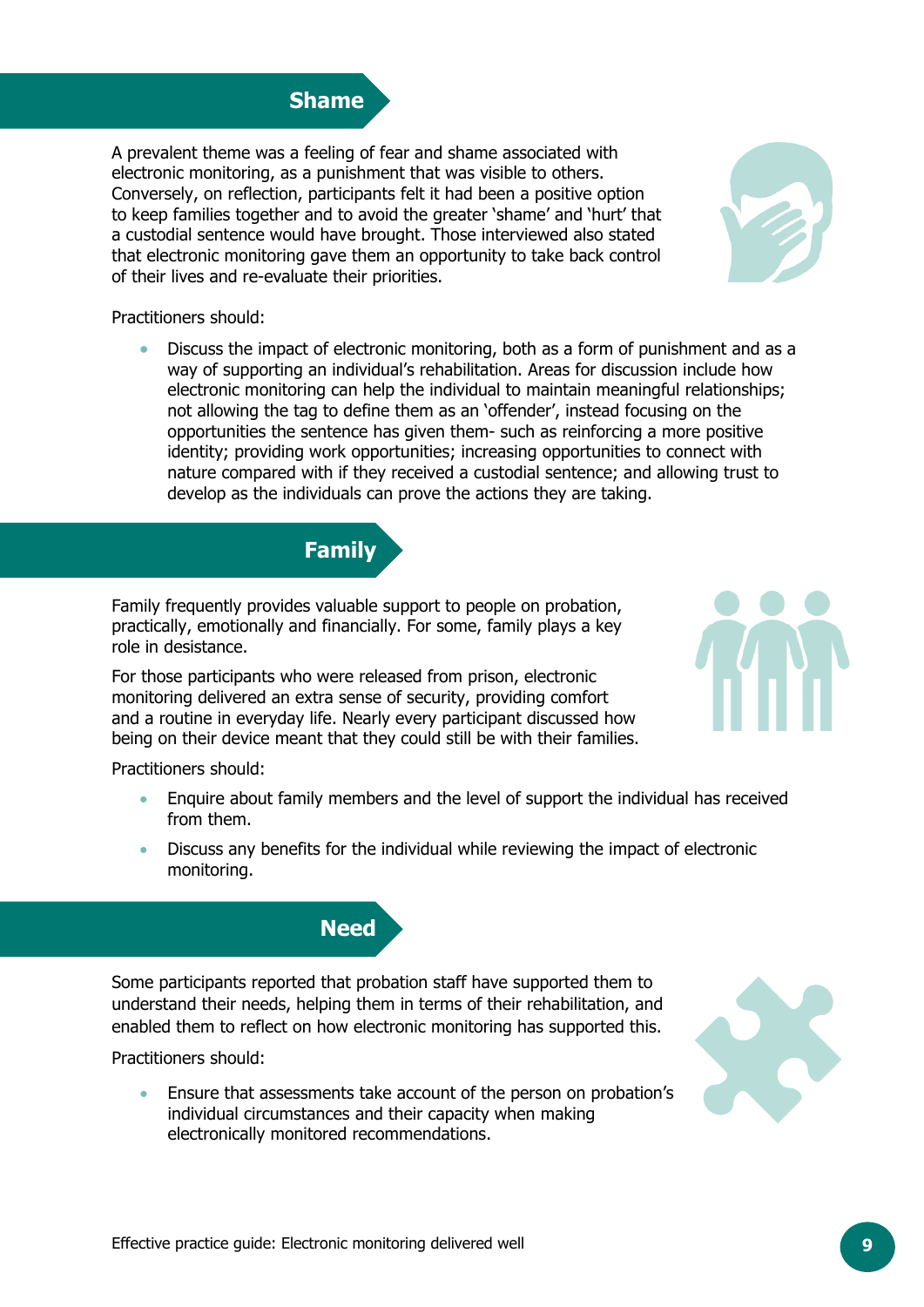## Shame

A prevalent theme was a feeling of fear and shame associated with electronic monitoring, as a punishment that was visible to others. Conversely, on reflection, participants felt it had been a positive option to keep families together and to avoid the greater 'shame' and 'hurt' that a custodial sentence would have brought. Those interviewed also stated that electronic monitoring gave them an opportunity to take back control of their lives and re-evaluate their priorities.

Practitioners should:

- Discuss the impact of electronic monitoring, both as a form of punishment and as a way of supporting an individual's rehabilitation. Areas for discussion include how electronic monitoring can help the individual to maintain meaningful relationships; not allowing the tag to define them as an 'offender', instead focusing on the opportunities the sentence has given them- such as reinforcing a more positive identity; providing work opportunities; increasing opportunities to connect with nature compared with if they received a custodial sentence; and allowing trust to develop as the individuals can prove the actions they are taking.

## Family

Family frequently provides valuable support to people on probation, practically, emotionally and financially. For some, family plays a key role in desistance.

For those participants who were released from prison, electronic monitoring delivered an extra sense of security, providing comfort and a routine in everyday life. Nearly every participant discussed how being on their device meant that they could still be with their families.

Practitioners should:

- Enquire about family members and the level of support the individual has received from them.
- Discuss any benefits for the individual while reviewing the impact of electronic monitoring.

## Need

Some participants reported that probation staff have supported them to understand their needs, helping them in terms of their rehabilitation, and enabled them to reflect on how electronic monitoring has supported this.

Practitioners should:

- Ensure that assessments take account of the person on probation's individual circumstances and their capacity when making electronically monitored recommendations.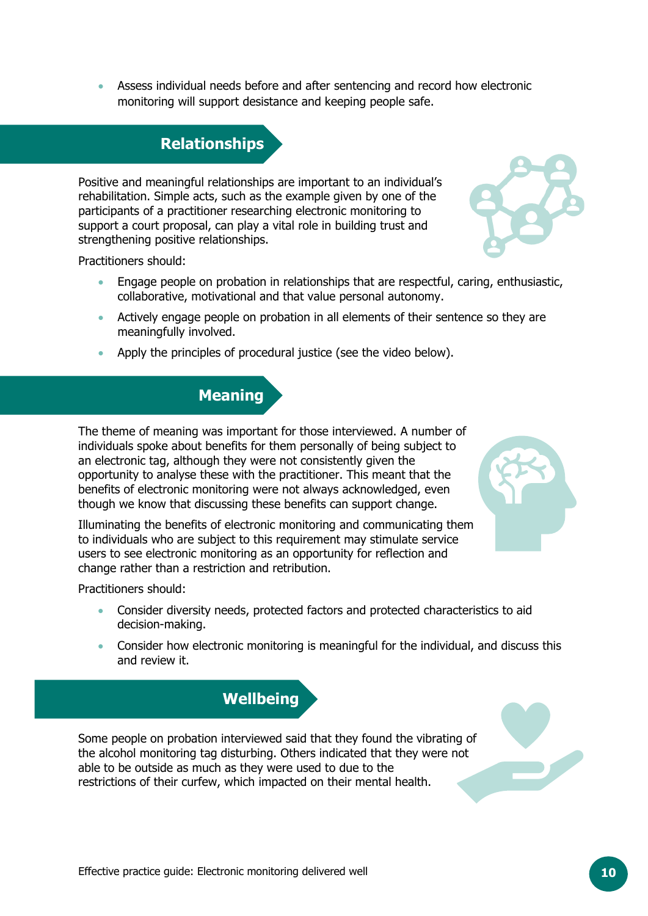- Assess individual needs before and after sentencing and record how electronic monitoring will support desistance and keeping people safe.

## Relationships

Positive and meaningful relationships are important to an individual's rehabilitation. Simple acts, such as the example given by one of the participants of a practitioner researching electronic monitoring to support a court proposal, can play a vital role in building trust and strengthening positive relationships.

Practitioners should:

- Engage people on probation in relationships that are respectful, caring, enthusiastic, collaborative, motivational and that value personal autonomy.
- Actively engage people on probation in all elements of their sentence so they are meaningfully involved.
- Apply the principles of procedural justice (see the video below).

## Meaning

The theme of meaning was important for those interviewed. A number of individuals spoke about benefits for them personally of being subject to an electronic tag, although they were not consistently given the opportunity to analyse these with the practitioner. This meant that the benefits of electronic monitoring were not always acknowledged, even though we know that discussing these benefits can support change.

Illuminating the benefits of electronic monitoring and communicating them to individuals who are subject to this requirement may stimulate service users to see electronic monitoring as an opportunity for reflection and change rather than a restriction and retribution.

Practitioners should:

- Consider diversity needs, protected factors and protected characteristics to aid decision-making.
- Consider how electronic monitoring is meaningful for the individual, and discuss this and review it.

## Wellbeing

Some people on probation interviewed said that they found the vibrating of the alcohol monitoring tag disturbing. Others indicated that they were not able to be outside as much as they were used to due to the restrictions of their curfew, which impacted on their mental health.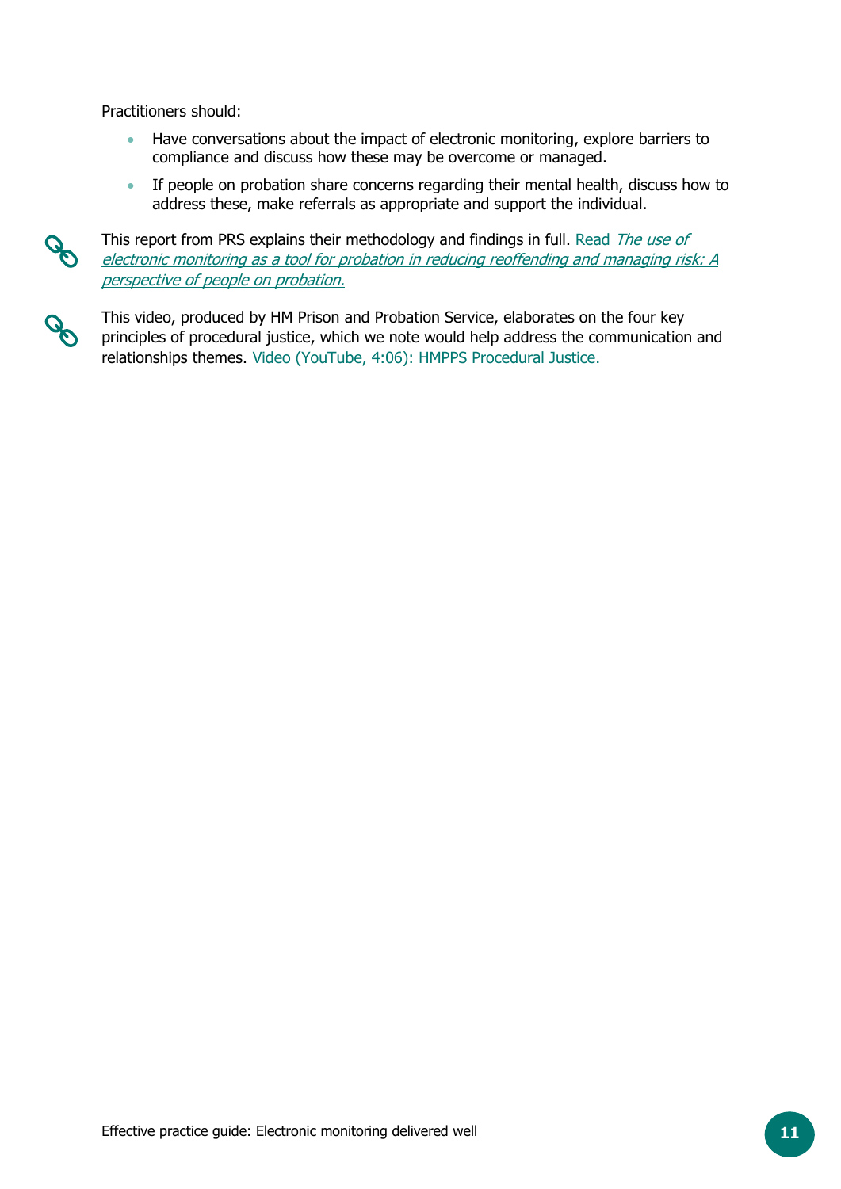Practitioners should:

- Have conversations about the impact of electronic monitoring, explore barriers to compliance and discuss how these may be overcome or managed.
- If people on probation share concerns regarding their mental health, discuss how to address these, make referrals as appropriate and support the individual.

This report from PRS explains their methodology and findings in full. Read *The use of electronic monitoring as a tool for probation in reducing reoffending and managing risk: A perspective of people on probation.*

This video, produced by HM Prison and Probation Service, elaborates on the four key principles of procedural justice, which we note would help address the communication and relationships themes. Video (YouTube, 4:06): HMPPS Procedural Justice.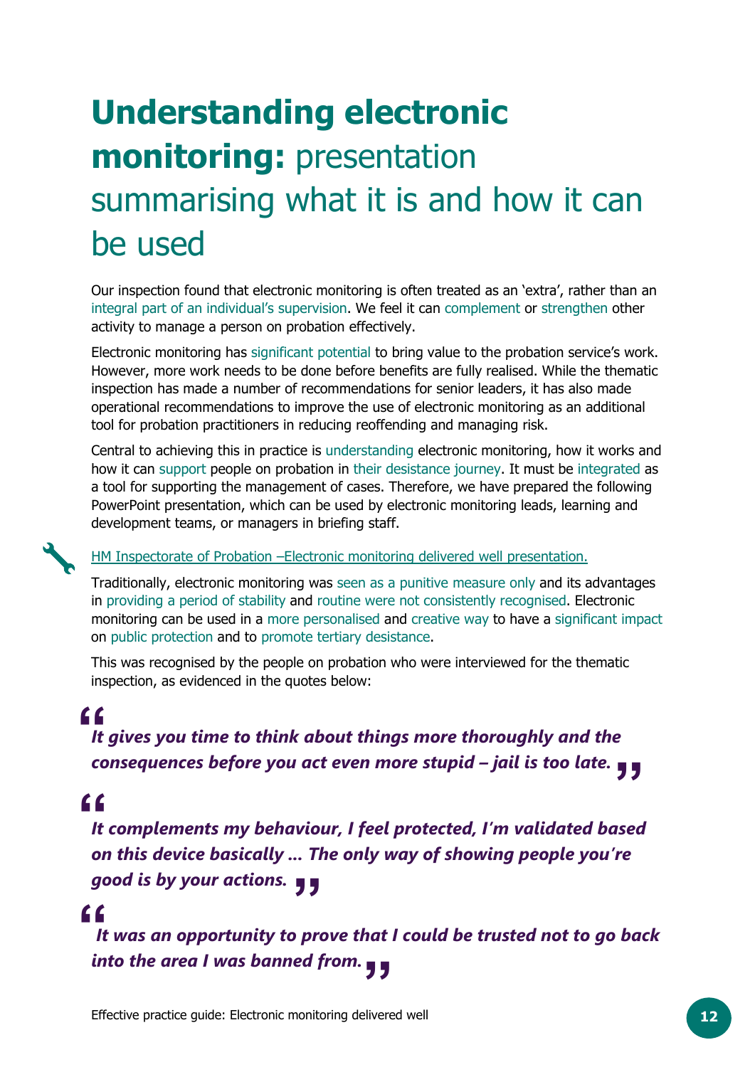# **Understanding electronic monitoring:** presentation summarising what it is and how it can be used

Our inspection found that electronic monitoring is often treated as an 'extra', rather than an integral part of an individual's supervision. We feel it can complement or strengthen other activity to manage a person on probation effectively.

Electronic monitoring has significant potential to bring value to the probation service's work. However, more work needs to be done before benefits are fully realised. While the thematic inspection has made a number of recommendations for senior leaders, it has also made operational recommendations to improve the use of electronic monitoring as an additional tool for probation practitioners in reducing reoffending and managing risk.

Central to achieving this in practice is understanding electronic monitoring, how it works and how it can support people on probation in their desistance journey. It must be integrated as a tool for supporting the management of cases. Therefore, we have prepared the following PowerPoint presentation, which can be used by electronic monitoring leads, learning and development teams, or managers in briefing staff.

HM Inspectorate of Probation –Electronic monitoring delivered well presentation.

Traditionally, electronic monitoring was seen as a punitive measure only and its advantages in providing a period of stability and routine were not consistently recognised. Electronic monitoring can be used in a more personalised and creative way to have a significant impact on public protection and to promote tertiary desistance.

This was recognised by the people on probation who were interviewed for the thematic inspection, as evidenced in the quotes below:

> ***It gives you time to think about things more thoroughly and the consequences before you act even more stupid – jail is too late.***

> ***It complements my behaviour, I feel protected, I'm validated based on this device basically … The only way of showing people you're good is by your actions.***

> ***It was an opportunity to prove that I could be trusted not to go back into the area I was banned from.***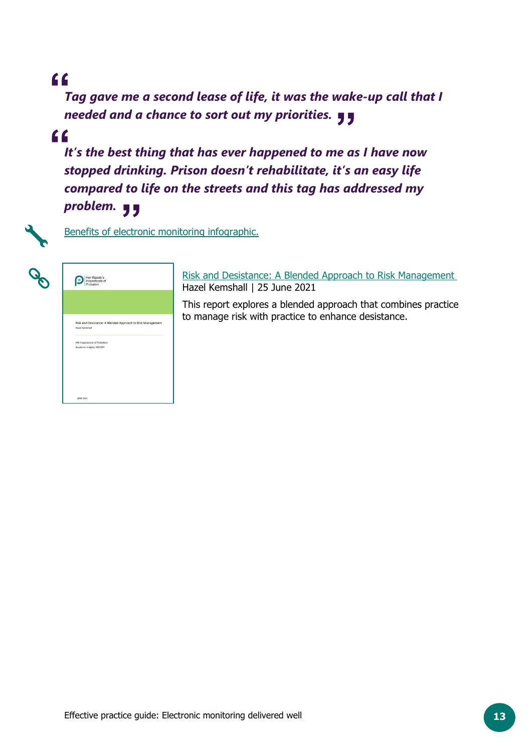> *Tag gave me a second lease of life, it was the wake-up call that I needed and a chance to sort out my priorities.*

> *It's the best thing that has ever happened to me as I have now stopped drinking. Prison doesn't rehabilitate, it's an easy life compared to life on the streets and this tag has addressed my problem.*

Benefits of electronic monitoring infographic.

Risk and Desistance: A Blended Approach to Risk Management
Hazel Kemshall | 25 June 2021

This report explores a blended approach that combines practice to manage risk with practice to enhance desistance.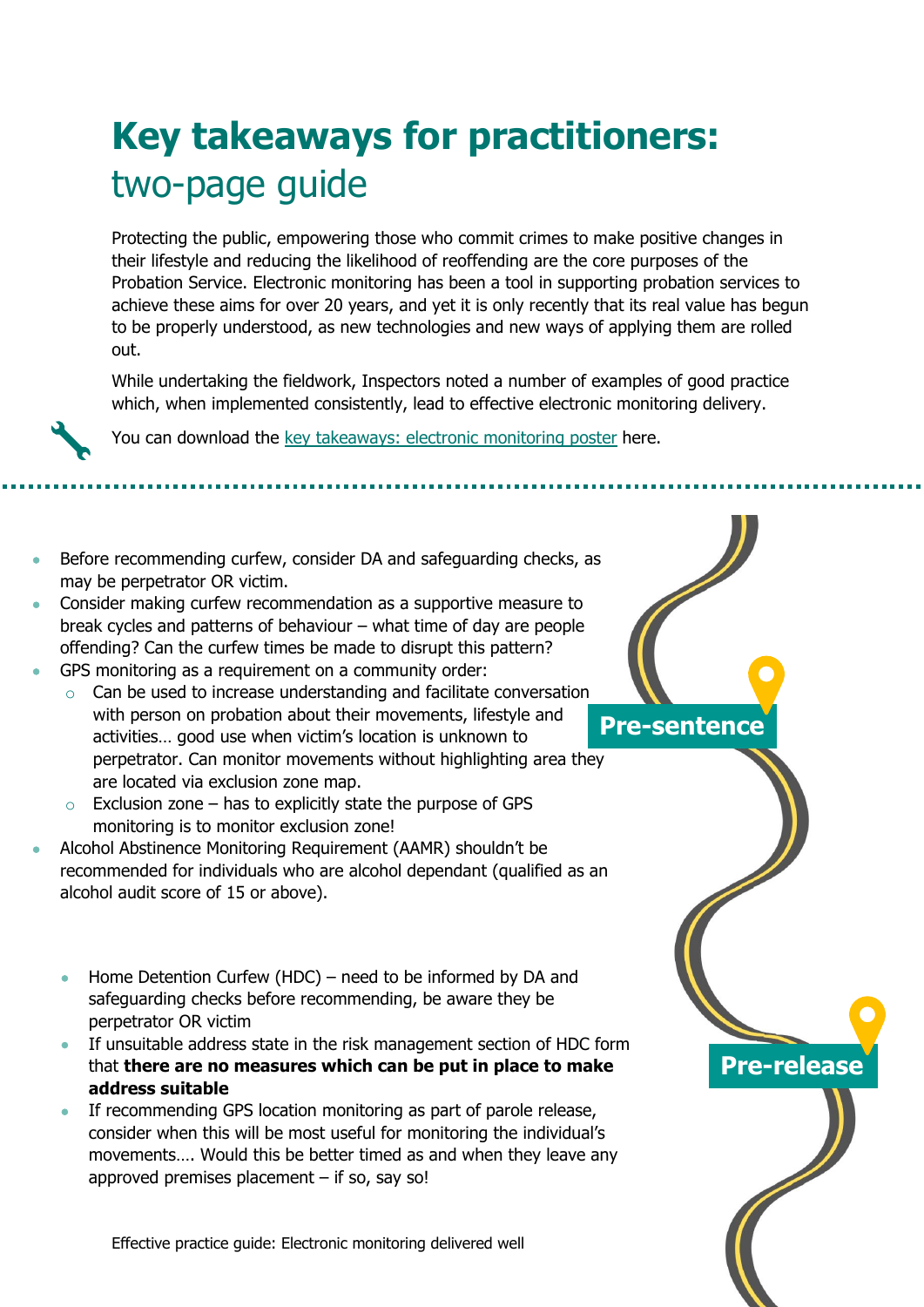# **Key takeaways for practitioners:** two-page guide

Protecting the public, empowering those who commit crimes to make positive changes in their lifestyle and reducing the likelihood of reoffending are the core purposes of the Probation Service. Electronic monitoring has been a tool in supporting probation services to achieve these aims for over 20 years, and yet it is only recently that its real value has begun to be properly understood, as new technologies and new ways of applying them are rolled out.

While undertaking the fieldwork, Inspectors noted a number of examples of good practice which, when implemented consistently, lead to effective electronic monitoring delivery.

You can download the key takeaways: electronic monitoring poster here.

## Pre-sentence

- Before recommending curfew, consider DA and safeguarding checks, as may be perpetrator OR victim.
- Consider making curfew recommendation as a supportive measure to break cycles and patterns of behaviour – what time of day are people offending? Can the curfew times be made to disrupt this pattern?
- GPS monitoring as a requirement on a community order:
  - Can be used to increase understanding and facilitate conversation with person on probation about their movements, lifestyle and activities… good use when victim's location is unknown to perpetrator. Can monitor movements without highlighting area they are located via exclusion zone map.
  - Exclusion zone – has to explicitly state the purpose of GPS monitoring is to monitor exclusion zone!
- Alcohol Abstinence Monitoring Requirement (AAMR) shouldn't be recommended for individuals who are alcohol dependant (qualified as an alcohol audit score of 15 or above).

## Pre-release

- Home Detention Curfew (HDC) – need to be informed by DA and safeguarding checks before recommending, be aware they be perpetrator OR victim
- If unsuitable address state in the risk management section of HDC form that **there are no measures which can be put in place to make address suitable**
- If recommending GPS location monitoring as part of parole release, consider when this will be most useful for monitoring the individual's movements…. Would this be better timed as and when they leave any approved premises placement – if so, say so!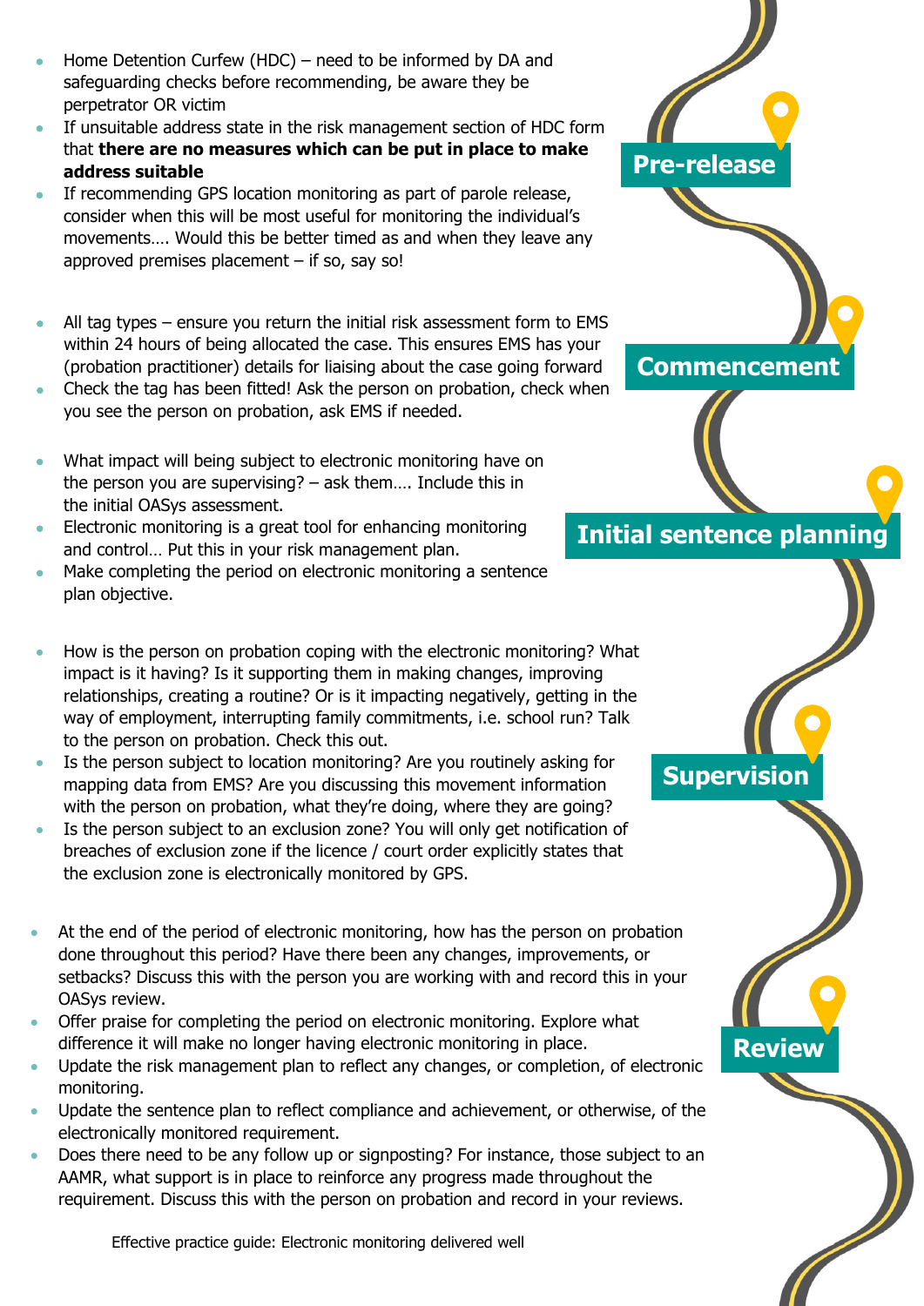## Pre-release

- Home Detention Curfew (HDC) – need to be informed by DA and safeguarding checks before recommending, be aware they be perpetrator OR victim
- If unsuitable address state in the risk management section of HDC form that **there are no measures which can be put in place to make address suitable**
- If recommending GPS location monitoring as part of parole release, consider when this will be most useful for monitoring the individual's movements…. Would this be better timed as and when they leave any approved premises placement – if so, say so!

## Commencement

- All tag types – ensure you return the initial risk assessment form to EMS within 24 hours of being allocated the case. This ensures EMS has your (probation practitioner) details for liaising about the case going forward
- Check the tag has been fitted! Ask the person on probation, check when you see the person on probation, ask EMS if needed.

## Initial sentence planning

- What impact will being subject to electronic monitoring have on the person you are supervising? – ask them…. Include this in the initial OASys assessment.
- Electronic monitoring is a great tool for enhancing monitoring and control… Put this in your risk management plan.
- Make completing the period on electronic monitoring a sentence plan objective.

## Supervision

- How is the person on probation coping with the electronic monitoring? What impact is it having? Is it supporting them in making changes, improving relationships, creating a routine? Or is it impacting negatively, getting in the way of employment, interrupting family commitments, i.e. school run? Talk to the person on probation. Check this out.
- Is the person subject to location monitoring? Are you routinely asking for mapping data from EMS? Are you discussing this movement information with the person on probation, what they're doing, where they are going?
- Is the person subject to an exclusion zone? You will only get notification of breaches of exclusion zone if the licence / court order explicitly states that the exclusion zone is electronically monitored by GPS.

## Review

- At the end of the period of electronic monitoring, how has the person on probation done throughout this period? Have there been any changes, improvements, or setbacks? Discuss this with the person you are working with and record this in your OASys review.
- Offer praise for completing the period on electronic monitoring. Explore what difference it will make no longer having electronic monitoring in place.
- Update the risk management plan to reflect any changes, or completion, of electronic monitoring.
- Update the sentence plan to reflect compliance and achievement, or otherwise, of the electronically monitored requirement.
- Does there need to be any follow up or signposting? For instance, those subject to an AAMR, what support is in place to reinforce any progress made throughout the requirement. Discuss this with the person on probation and record in your reviews.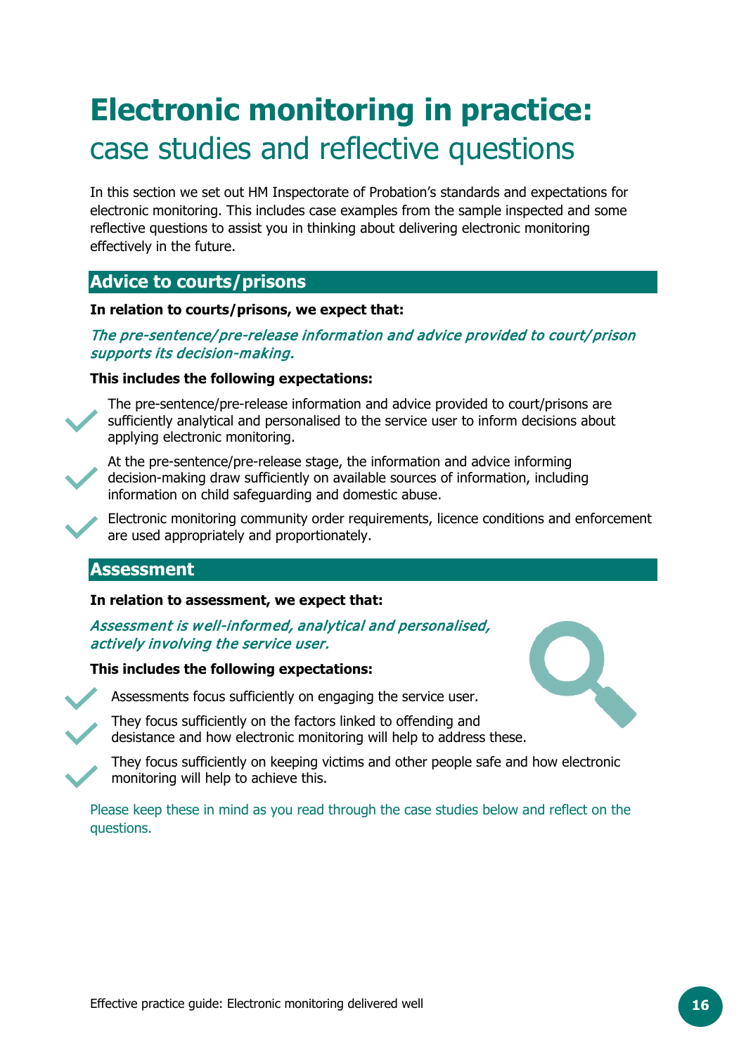# Electronic monitoring in practice: case studies and reflective questions

In this section we set out HM Inspectorate of Probation's standards and expectations for electronic monitoring. This includes case examples from the sample inspected and some reflective questions to assist you in thinking about delivering electronic monitoring effectively in the future.

## Advice to courts/prisons

**In relation to courts/prisons, we expect that:**

*The pre-sentence/pre-release information and advice provided to court/prison supports its decision-making.*

**This includes the following expectations:**

- The pre-sentence/pre-release information and advice provided to court/prisons are sufficiently analytical and personalised to the service user to inform decisions about applying electronic monitoring.
- At the pre-sentence/pre-release stage, the information and advice informing decision-making draw sufficiently on available sources of information, including information on child safeguarding and domestic abuse.
- Electronic monitoring community order requirements, licence conditions and enforcement are used appropriately and proportionately.

## Assessment

**In relation to assessment, we expect that:**

*Assessment is well-informed, analytical and personalised, actively involving the service user.*

**This includes the following expectations:**

- Assessments focus sufficiently on engaging the service user.
- They focus sufficiently on the factors linked to offending and desistance and how electronic monitoring will help to address these.
- They focus sufficiently on keeping victims and other people safe and how electronic monitoring will help to achieve this.

Please keep these in mind as you read through the case studies below and reflect on the questions.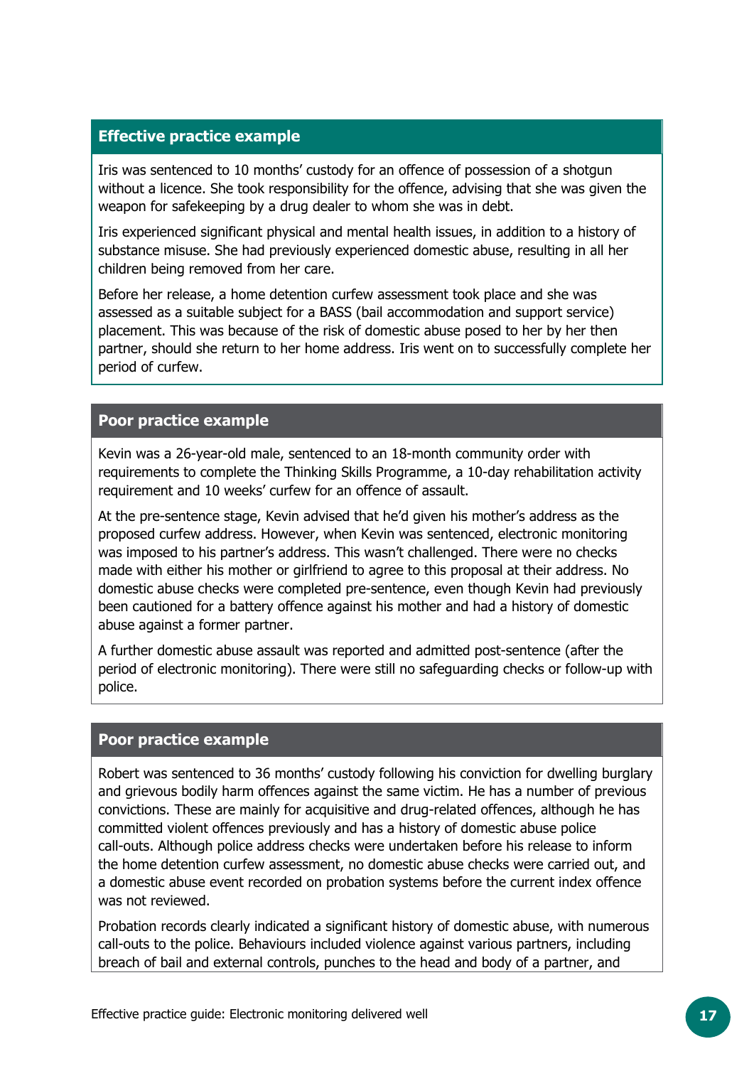### Effective practice example

Iris was sentenced to 10 months' custody for an offence of possession of a shotgun without a licence. She took responsibility for the offence, advising that she was given the weapon for safekeeping by a drug dealer to whom she was in debt.

Iris experienced significant physical and mental health issues, in addition to a history of substance misuse. She had previously experienced domestic abuse, resulting in all her children being removed from her care.

Before her release, a home detention curfew assessment took place and she was assessed as a suitable subject for a BASS (bail accommodation and support service) placement. This was because of the risk of domestic abuse posed to her by her then partner, should she return to her home address. Iris went on to successfully complete her period of curfew.

### Poor practice example

Kevin was a 26-year-old male, sentenced to an 18-month community order with requirements to complete the Thinking Skills Programme, a 10-day rehabilitation activity requirement and 10 weeks' curfew for an offence of assault.

At the pre-sentence stage, Kevin advised that he'd given his mother's address as the proposed curfew address. However, when Kevin was sentenced, electronic monitoring was imposed to his partner's address. This wasn't challenged. There were no checks made with either his mother or girlfriend to agree to this proposal at their address. No domestic abuse checks were completed pre-sentence, even though Kevin had previously been cautioned for a battery offence against his mother and had a history of domestic abuse against a former partner.

A further domestic abuse assault was reported and admitted post-sentence (after the period of electronic monitoring). There were still no safeguarding checks or follow-up with police.

### Poor practice example

Robert was sentenced to 36 months' custody following his conviction for dwelling burglary and grievous bodily harm offences against the same victim. He has a number of previous convictions. These are mainly for acquisitive and drug-related offences, although he has committed violent offences previously and has a history of domestic abuse police call-outs. Although police address checks were undertaken before his release to inform the home detention curfew assessment, no domestic abuse checks were carried out, and a domestic abuse event recorded on probation systems before the current index offence was not reviewed.

Probation records clearly indicated a significant history of domestic abuse, with numerous call-outs to the police. Behaviours included violence against various partners, including breach of bail and external controls, punches to the head and body of a partner, and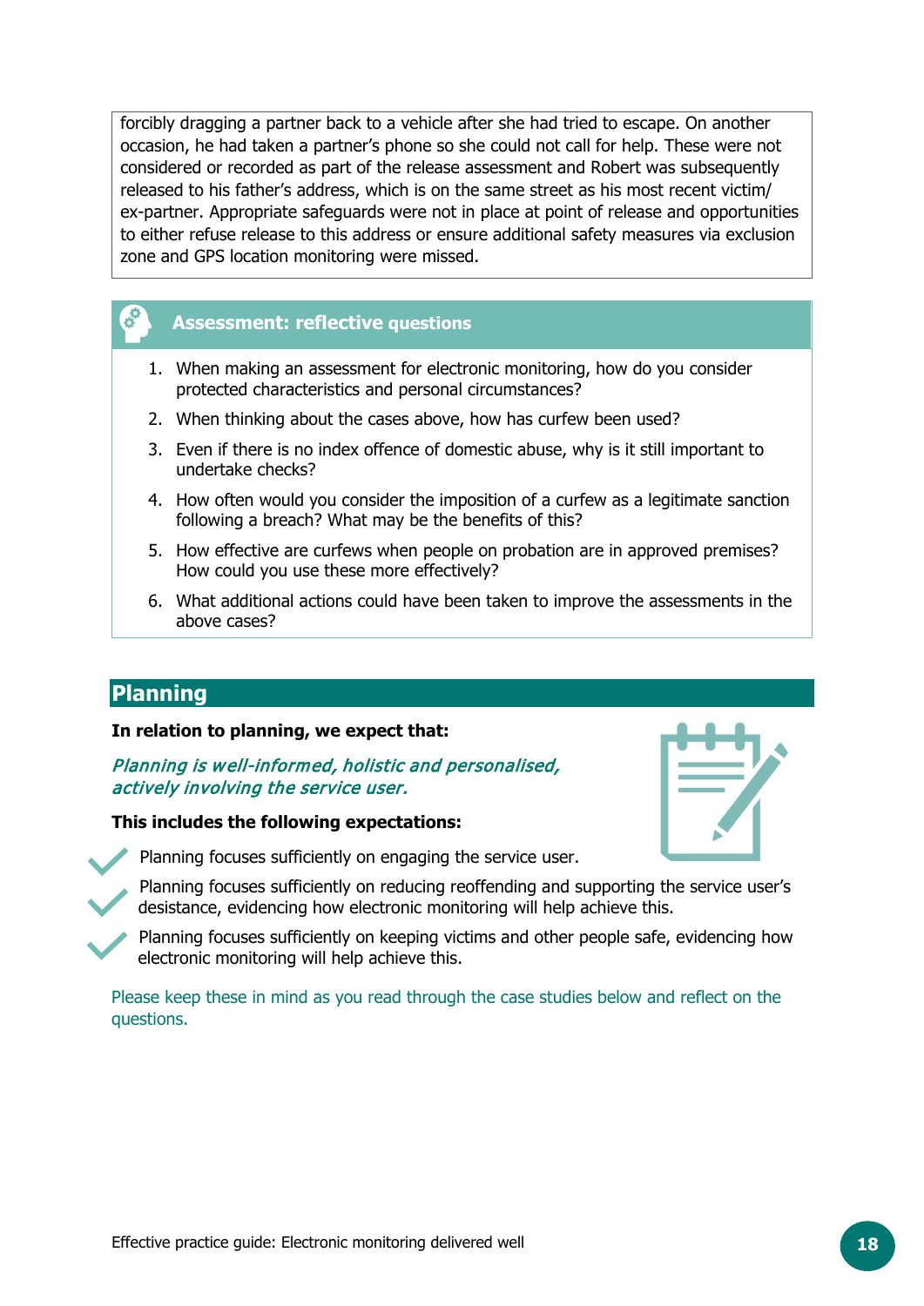forcibly dragging a partner back to a vehicle after she had tried to escape. On another occasion, he had taken a partner's phone so she could not call for help. These were not considered or recorded as part of the release assessment and Robert was subsequently released to his father's address, which is on the same street as his most recent victim/ ex-partner. Appropriate safeguards were not in place at point of release and opportunities to either refuse release to this address or ensure additional safety measures via exclusion zone and GPS location monitoring were missed.

### Assessment: reflective questions

1. When making an assessment for electronic monitoring, how do you consider protected characteristics and personal circumstances?
2. When thinking about the cases above, how has curfew been used?
3. Even if there is no index offence of domestic abuse, why is it still important to undertake checks?
4. How often would you consider the imposition of a curfew as a legitimate sanction following a breach? What may be the benefits of this?
5. How effective are curfews when people on probation are in approved premises? How could you use these more effectively?
6. What additional actions could have been taken to improve the assessments in the above cases?

## Planning

**In relation to planning, we expect that:**

*Planning is well-informed, holistic and personalised, actively involving the service user.*

**This includes the following expectations:**

- Planning focuses sufficiently on engaging the service user.
- Planning focuses sufficiently on reducing reoffending and supporting the service user's desistance, evidencing how electronic monitoring will help achieve this.
- Planning focuses sufficiently on keeping victims and other people safe, evidencing how electronic monitoring will help achieve this.

Please keep these in mind as you read through the case studies below and reflect on the questions.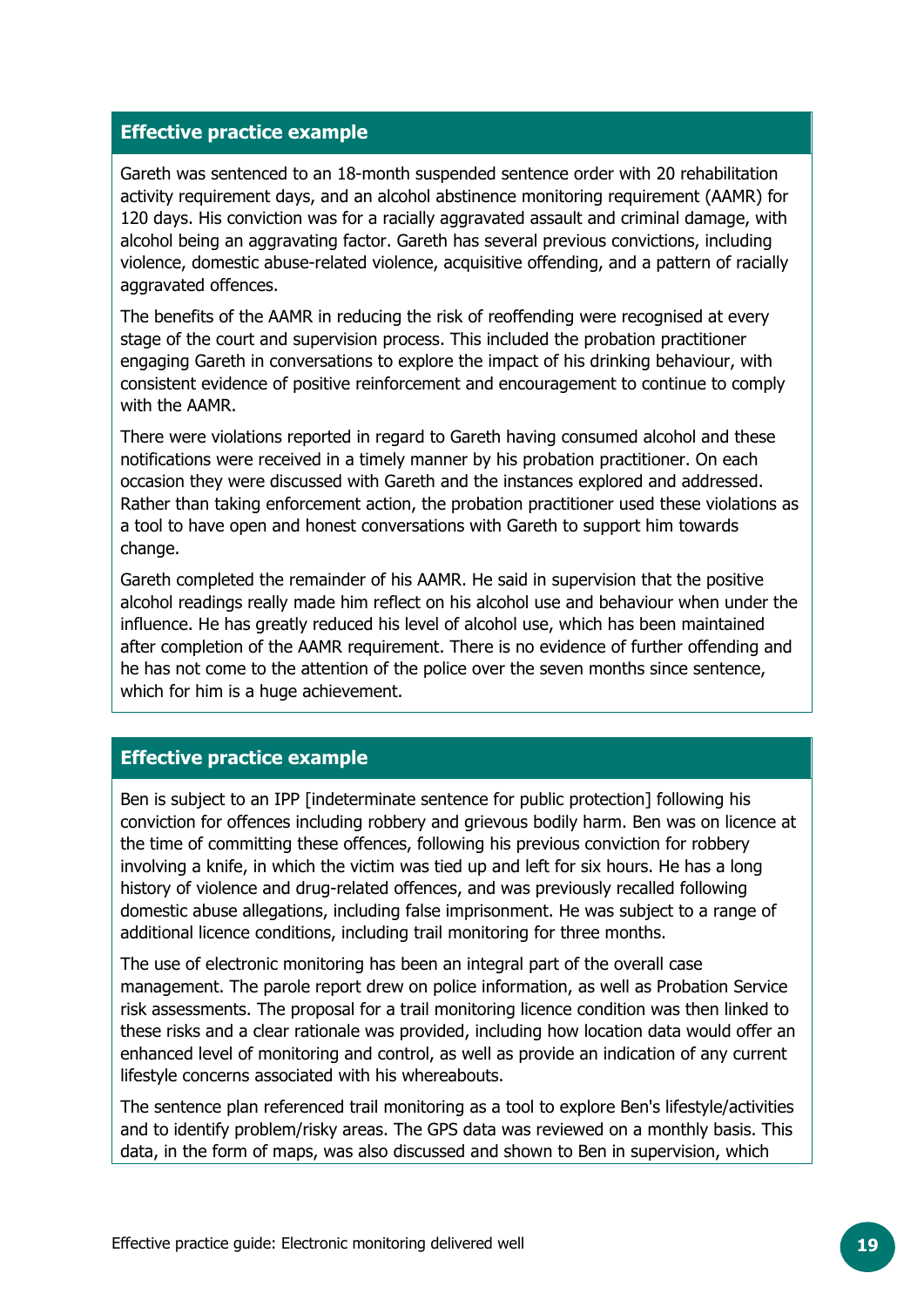### Effective practice example

Gareth was sentenced to an 18-month suspended sentence order with 20 rehabilitation activity requirement days, and an alcohol abstinence monitoring requirement (AAMR) for 120 days. His conviction was for a racially aggravated assault and criminal damage, with alcohol being an aggravating factor. Gareth has several previous convictions, including violence, domestic abuse-related violence, acquisitive offending, and a pattern of racially aggravated offences.

The benefits of the AAMR in reducing the risk of reoffending were recognised at every stage of the court and supervision process. This included the probation practitioner engaging Gareth in conversations to explore the impact of his drinking behaviour, with consistent evidence of positive reinforcement and encouragement to continue to comply with the AAMR.

There were violations reported in regard to Gareth having consumed alcohol and these notifications were received in a timely manner by his probation practitioner. On each occasion they were discussed with Gareth and the instances explored and addressed. Rather than taking enforcement action, the probation practitioner used these violations as a tool to have open and honest conversations with Gareth to support him towards change.

Gareth completed the remainder of his AAMR. He said in supervision that the positive alcohol readings really made him reflect on his alcohol use and behaviour when under the influence. He has greatly reduced his level of alcohol use, which has been maintained after completion of the AAMR requirement. There is no evidence of further offending and he has not come to the attention of the police over the seven months since sentence, which for him is a huge achievement.

### Effective practice example

Ben is subject to an IPP [indeterminate sentence for public protection] following his conviction for offences including robbery and grievous bodily harm. Ben was on licence at the time of committing these offences, following his previous conviction for robbery involving a knife, in which the victim was tied up and left for six hours. He has a long history of violence and drug-related offences, and was previously recalled following domestic abuse allegations, including false imprisonment. He was subject to a range of additional licence conditions, including trail monitoring for three months.

The use of electronic monitoring has been an integral part of the overall case management. The parole report drew on police information, as well as Probation Service risk assessments. The proposal for a trail monitoring licence condition was then linked to these risks and a clear rationale was provided, including how location data would offer an enhanced level of monitoring and control, as well as provide an indication of any current lifestyle concerns associated with his whereabouts.

The sentence plan referenced trail monitoring as a tool to explore Ben's lifestyle/activities and to identify problem/risky areas. The GPS data was reviewed on a monthly basis. This data, in the form of maps, was also discussed and shown to Ben in supervision, which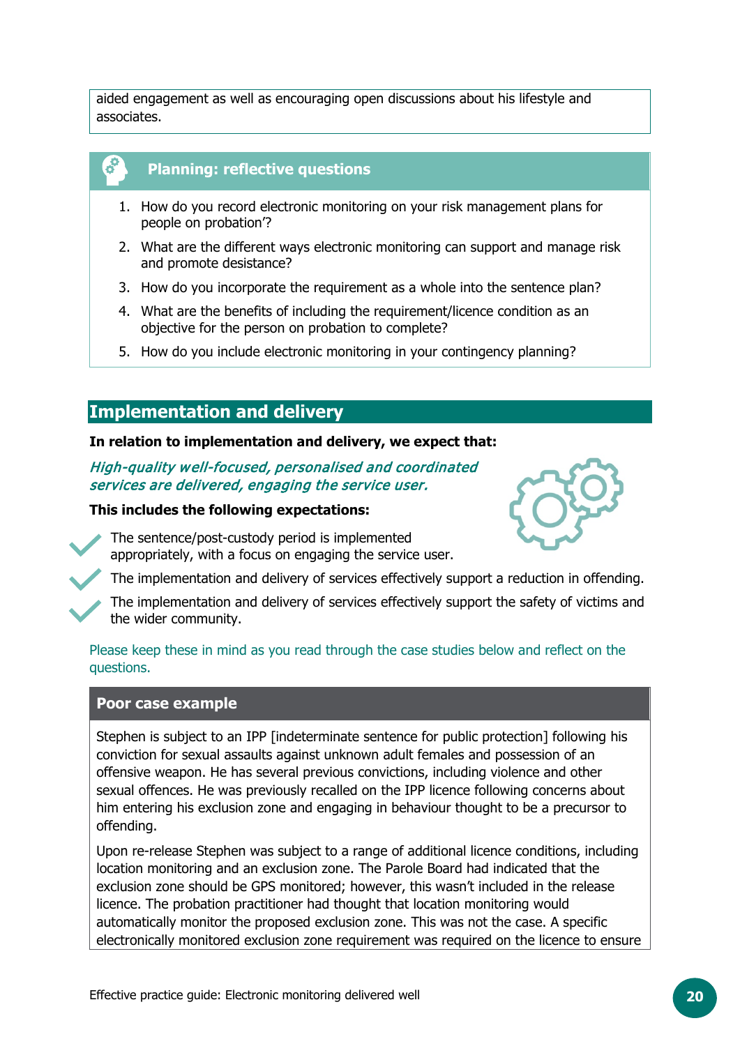aided engagement as well as encouraging open discussions about his lifestyle and associates.

### Planning: reflective questions

1. How do you record electronic monitoring on your risk management plans for people on probation'?
2. What are the different ways electronic monitoring can support and manage risk and promote desistance?
3. How do you incorporate the requirement as a whole into the sentence plan?
4. What are the benefits of including the requirement/licence condition as an objective for the person on probation to complete?
5. How do you include electronic monitoring in your contingency planning?

## Implementation and delivery

**In relation to implementation and delivery, we expect that:**

*High-quality well-focused, personalised and coordinated services are delivered, engaging the service user.*

**This includes the following expectations:**

- The sentence/post-custody period is implemented appropriately, with a focus on engaging the service user.
- The implementation and delivery of services effectively support a reduction in offending.
- The implementation and delivery of services effectively support the safety of victims and the wider community.

Please keep these in mind as you read through the case studies below and reflect on the questions.

### Poor case example

Stephen is subject to an IPP [indeterminate sentence for public protection] following his conviction for sexual assaults against unknown adult females and possession of an offensive weapon. He has several previous convictions, including violence and other sexual offences. He was previously recalled on the IPP licence following concerns about him entering his exclusion zone and engaging in behaviour thought to be a precursor to offending.

Upon re-release Stephen was subject to a range of additional licence conditions, including location monitoring and an exclusion zone. The Parole Board had indicated that the exclusion zone should be GPS monitored; however, this wasn't included in the release licence. The probation practitioner had thought that location monitoring would automatically monitor the proposed exclusion zone. This was not the case. A specific electronically monitored exclusion zone requirement was required on the licence to ensure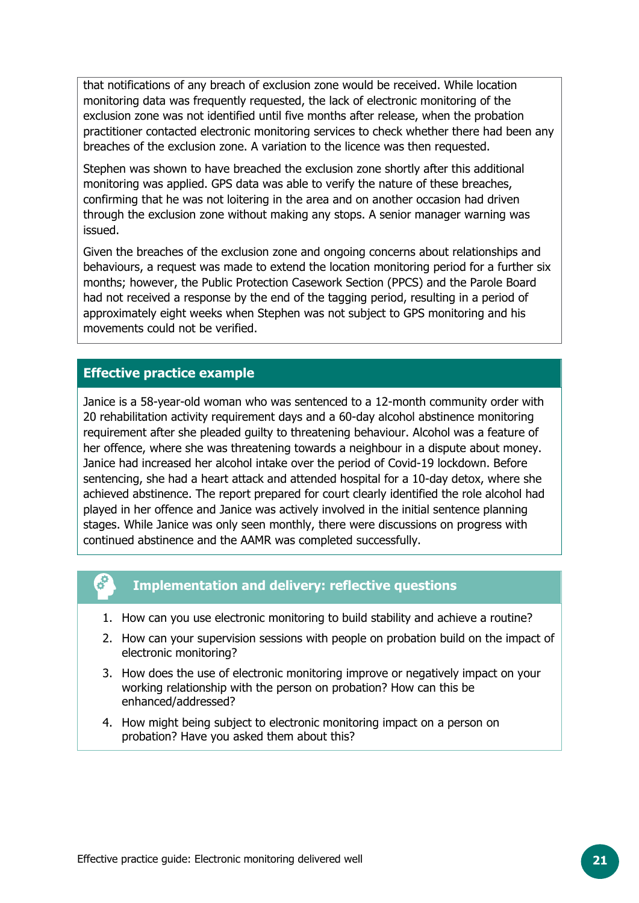that notifications of any breach of exclusion zone would be received. While location monitoring data was frequently requested, the lack of electronic monitoring of the exclusion zone was not identified until five months after release, when the probation practitioner contacted electronic monitoring services to check whether there had been any breaches of the exclusion zone. A variation to the licence was then requested.

Stephen was shown to have breached the exclusion zone shortly after this additional monitoring was applied. GPS data was able to verify the nature of these breaches, confirming that he was not loitering in the area and on another occasion had driven through the exclusion zone without making any stops. A senior manager warning was issued.

Given the breaches of the exclusion zone and ongoing concerns about relationships and behaviours, a request was made to extend the location monitoring period for a further six months; however, the Public Protection Casework Section (PPCS) and the Parole Board had not received a response by the end of the tagging period, resulting in a period of approximately eight weeks when Stephen was not subject to GPS monitoring and his movements could not be verified.

### Effective practice example

Janice is a 58-year-old woman who was sentenced to a 12-month community order with 20 rehabilitation activity requirement days and a 60-day alcohol abstinence monitoring requirement after she pleaded guilty to threatening behaviour. Alcohol was a feature of her offence, where she was threatening towards a neighbour in a dispute about money. Janice had increased her alcohol intake over the period of Covid-19 lockdown. Before sentencing, she had a heart attack and attended hospital for a 10-day detox, where she achieved abstinence. The report prepared for court clearly identified the role alcohol had played in her offence and Janice was actively involved in the initial sentence planning stages. While Janice was only seen monthly, there were discussions on progress with continued abstinence and the AAMR was completed successfully.

### Implementation and delivery: reflective questions

1. How can you use electronic monitoring to build stability and achieve a routine?
2. How can your supervision sessions with people on probation build on the impact of electronic monitoring?
3. How does the use of electronic monitoring improve or negatively impact on your working relationship with the person on probation? How can this be enhanced/addressed?
4. How might being subject to electronic monitoring impact on a person on probation? Have you asked them about this?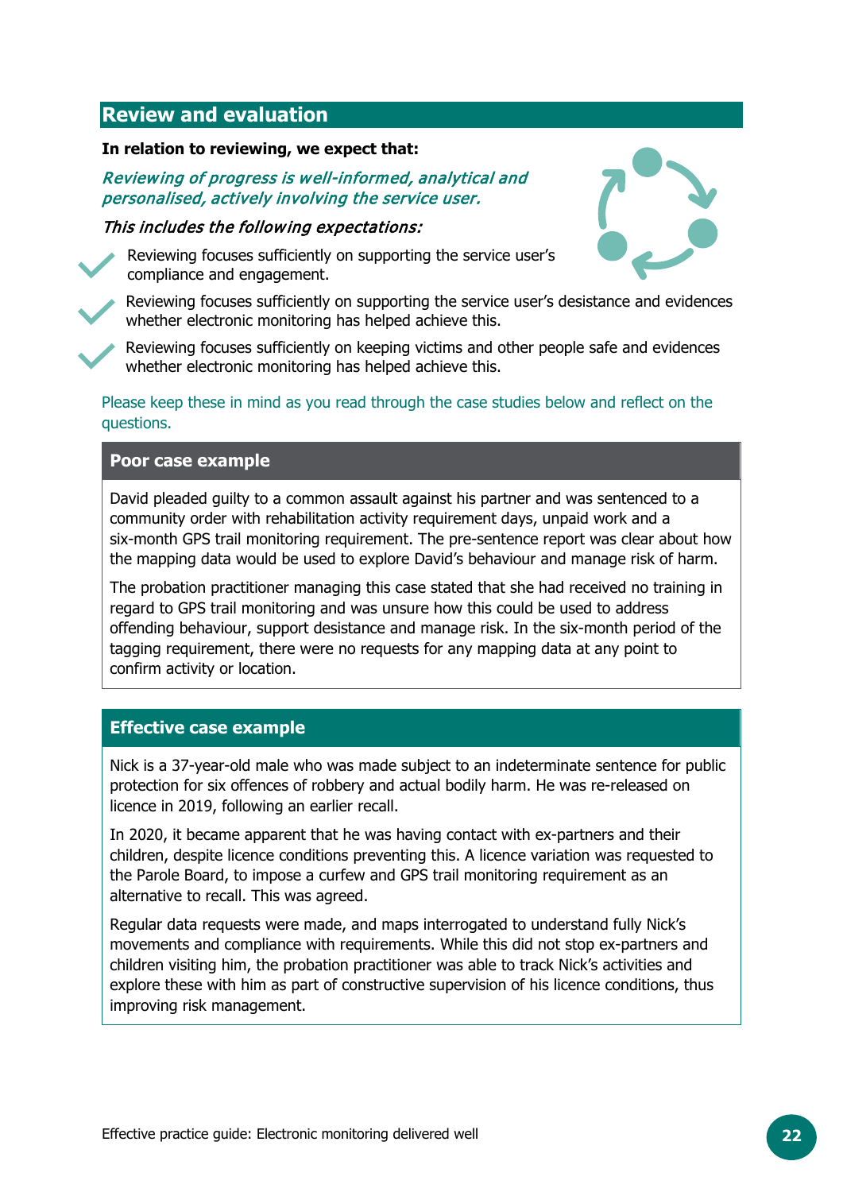## Review and evaluation

**In relation to reviewing, we expect that:**

*Reviewing of progress is well-informed, analytical and personalised, actively involving the service user.*

*This includes the following expectations:*

- Reviewing focuses sufficiently on supporting the service user's compliance and engagement.
- Reviewing focuses sufficiently on supporting the service user's desistance and evidences whether electronic monitoring has helped achieve this.
- Reviewing focuses sufficiently on keeping victims and other people safe and evidences whether electronic monitoring has helped achieve this.

Please keep these in mind as you read through the case studies below and reflect on the questions.

### Poor case example

David pleaded guilty to a common assault against his partner and was sentenced to a community order with rehabilitation activity requirement days, unpaid work and a six-month GPS trail monitoring requirement. The pre-sentence report was clear about how the mapping data would be used to explore David's behaviour and manage risk of harm.

The probation practitioner managing this case stated that she had received no training in regard to GPS trail monitoring and was unsure how this could be used to address offending behaviour, support desistance and manage risk. In the six-month period of the tagging requirement, there were no requests for any mapping data at any point to confirm activity or location.

### Effective case example

Nick is a 37-year-old male who was made subject to an indeterminate sentence for public protection for six offences of robbery and actual bodily harm. He was re-released on licence in 2019, following an earlier recall.

In 2020, it became apparent that he was having contact with ex-partners and their children, despite licence conditions preventing this. A licence variation was requested to the Parole Board, to impose a curfew and GPS trail monitoring requirement as an alternative to recall. This was agreed.

Regular data requests were made, and maps interrogated to understand fully Nick's movements and compliance with requirements. While this did not stop ex-partners and children visiting him, the probation practitioner was able to track Nick's activities and explore these with him as part of constructive supervision of his licence conditions, thus improving risk management.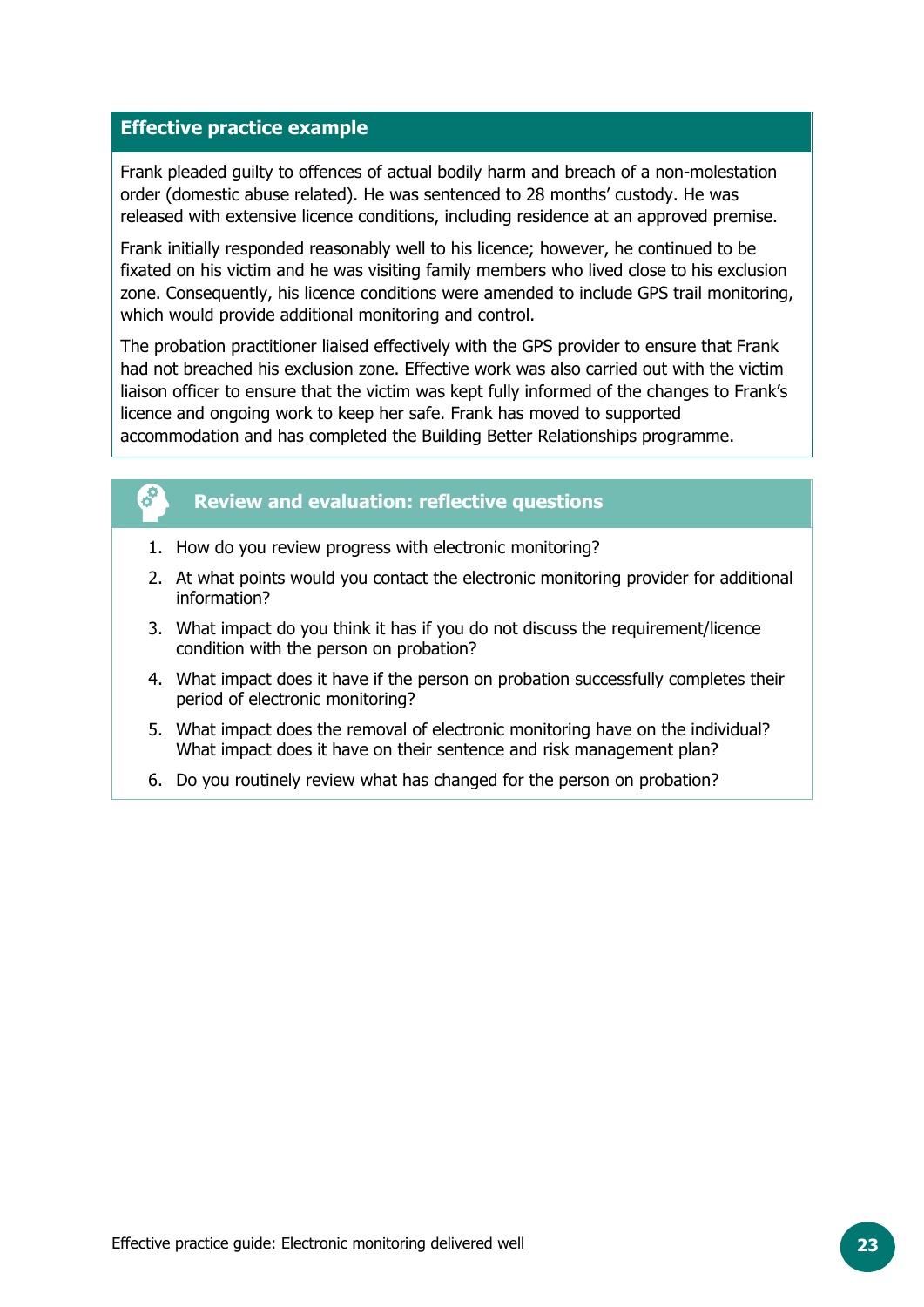### Effective practice example

Frank pleaded guilty to offences of actual bodily harm and breach of a non-molestation order (domestic abuse related). He was sentenced to 28 months' custody. He was released with extensive licence conditions, including residence at an approved premise.

Frank initially responded reasonably well to his licence; however, he continued to be fixated on his victim and he was visiting family members who lived close to his exclusion zone. Consequently, his licence conditions were amended to include GPS trail monitoring, which would provide additional monitoring and control.

The probation practitioner liaised effectively with the GPS provider to ensure that Frank had not breached his exclusion zone. Effective work was also carried out with the victim liaison officer to ensure that the victim was kept fully informed of the changes to Frank's licence and ongoing work to keep her safe. Frank has moved to supported accommodation and has completed the Building Better Relationships programme.

### Review and evaluation: reflective questions

1. How do you review progress with electronic monitoring?
2. At what points would you contact the electronic monitoring provider for additional information?
3. What impact do you think it has if you do not discuss the requirement/licence condition with the person on probation?
4. What impact does it have if the person on probation successfully completes their period of electronic monitoring?
5. What impact does the removal of electronic monitoring have on the individual? What impact does it have on their sentence and risk management plan?
6. Do you routinely review what has changed for the person on probation?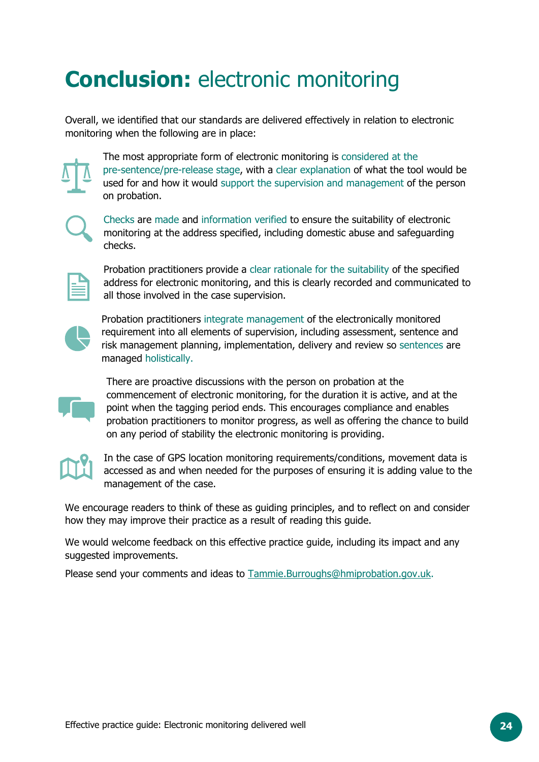# **Conclusion:** electronic monitoring

Overall, we identified that our standards are delivered effectively in relation to electronic monitoring when the following are in place:

- The most appropriate form of electronic monitoring is considered at the pre-sentence/pre-release stage, with a clear explanation of what the tool would be used for and how it would support the supervision and management of the person on probation.
- Checks are made and information verified to ensure the suitability of electronic monitoring at the address specified, including domestic abuse and safeguarding checks.
- Probation practitioners provide a clear rationale for the suitability of the specified address for electronic monitoring, and this is clearly recorded and communicated to all those involved in the case supervision.
- Probation practitioners integrate management of the electronically monitored requirement into all elements of supervision, including assessment, sentence and risk management planning, implementation, delivery and review so sentences are managed holistically.
- There are proactive discussions with the person on probation at the commencement of electronic monitoring, for the duration it is active, and at the point when the tagging period ends. This encourages compliance and enables probation practitioners to monitor progress, as well as offering the chance to build on any period of stability the electronic monitoring is providing.
- In the case of GPS location monitoring requirements/conditions, movement data is accessed as and when needed for the purposes of ensuring it is adding value to the management of the case.

We encourage readers to think of these as guiding principles, and to reflect on and consider how they may improve their practice as a result of reading this guide.

We would welcome feedback on this effective practice guide, including its impact and any suggested improvements.

Please send your comments and ideas to Tammie.Burroughs@hmiprobation.gov.uk.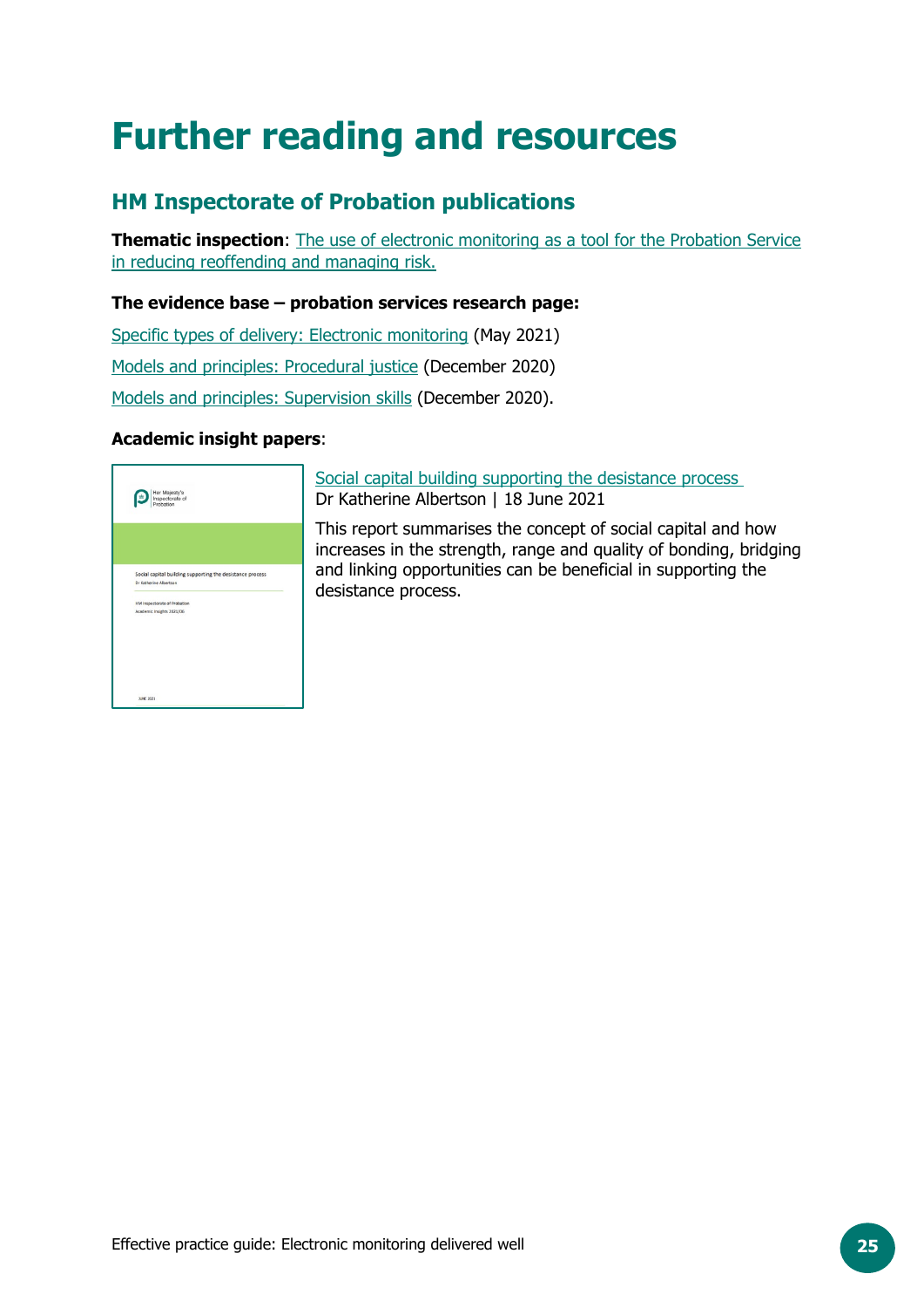# Further reading and resources

## HM Inspectorate of Probation publications

**Thematic inspection**: The use of electronic monitoring as a tool for the Probation Service in reducing reoffending and managing risk.

**The evidence base – probation services research page:**

Specific types of delivery: Electronic monitoring (May 2021)

Models and principles: Procedural justice (December 2020)

Models and principles: Supervision skills (December 2020).

**Academic insight papers**:

Social capital building supporting the desistance process
Dr Katherine Albertson | 18 June 2021

This report summarises the concept of social capital and how increases in the strength, range and quality of bonding, bridging and linking opportunities can be beneficial in supporting the desistance process.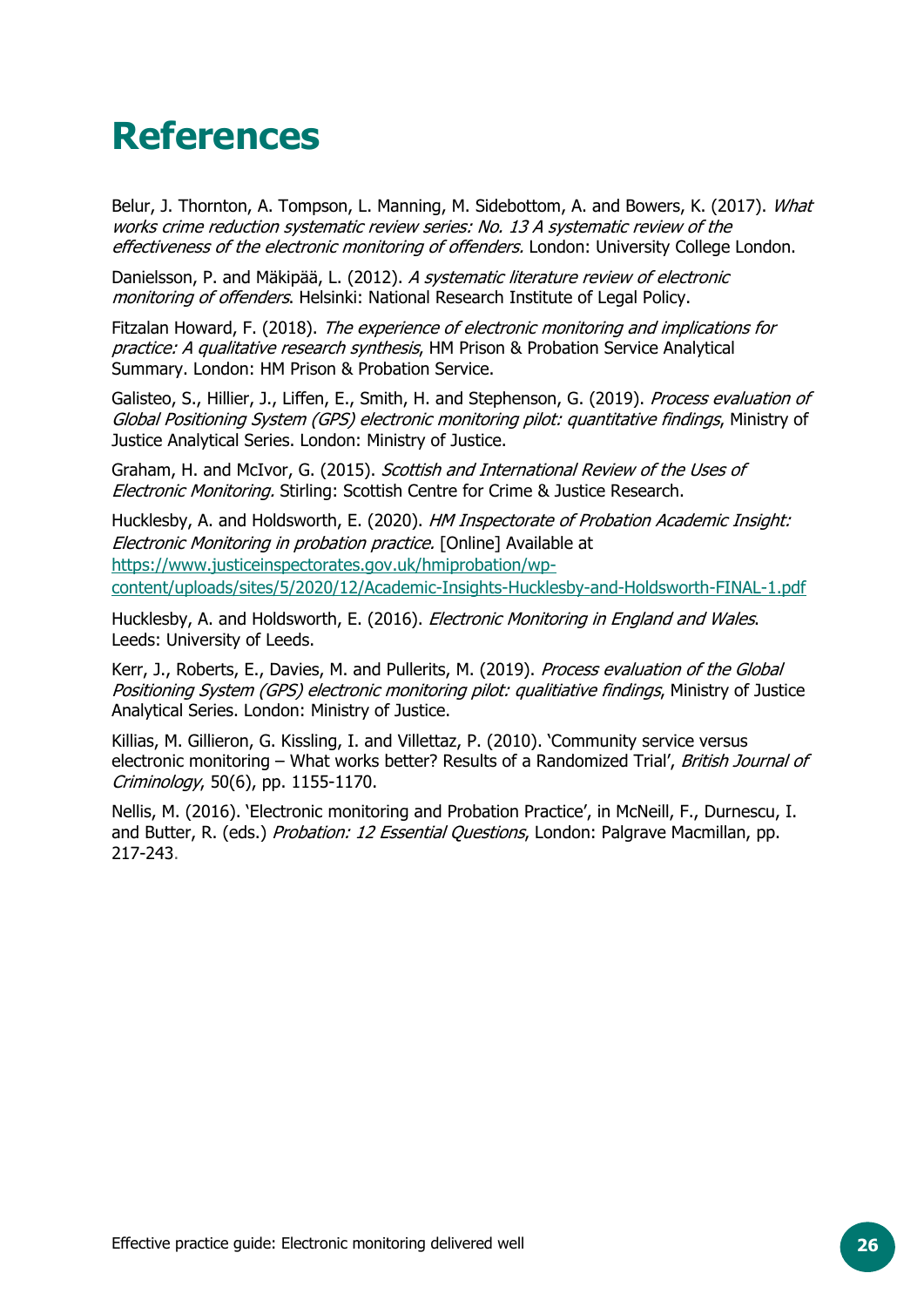# References

Belur, J. Thornton, A. Tompson, L. Manning, M. Sidebottom, A. and Bowers, K. (2017). *What works crime reduction systematic review series: No. 13 A systematic review of the effectiveness of the electronic monitoring of offenders.* London: University College London.

Danielsson, P. and Mäkipää, L. (2012). *A systematic literature review of electronic monitoring of offenders*. Helsinki: National Research Institute of Legal Policy.

Fitzalan Howard, F. (2018). *The experience of electronic monitoring and implications for practice: A qualitative research synthesis*, HM Prison & Probation Service Analytical Summary. London: HM Prison & Probation Service.

Galisteo, S., Hillier, J., Liffen, E., Smith, H. and Stephenson, G. (2019). *Process evaluation of Global Positioning System (GPS) electronic monitoring pilot: quantitative findings*, Ministry of Justice Analytical Series. London: Ministry of Justice.

Graham, H. and McIvor, G. (2015). *Scottish and International Review of the Uses of Electronic Monitoring.* Stirling: Scottish Centre for Crime & Justice Research.

Hucklesby, A. and Holdsworth, E. (2020). *HM Inspectorate of Probation Academic Insight: Electronic Monitoring in probation practice.* [Online] Available at [https://www.justiceinspectorates.gov.uk/hmiprobation/wp-content/uploads/sites/5/2020/12/Academic-Insights-Hucklesby-and-Holdsworth-FINAL-1.pdf](https://www.justiceinspectorates.gov.uk/hmiprobation/wp-content/uploads/sites/5/2020/12/Academic-Insights-Hucklesby-and-Holdsworth-FINAL-1.pdf)

Hucklesby, A. and Holdsworth, E. (2016). *Electronic Monitoring in England and Wales*. Leeds: University of Leeds.

Kerr, J., Roberts, E., Davies, M. and Pullerits, M. (2019). *Process evaluation of the Global Positioning System (GPS) electronic monitoring pilot: qualitiative findings*, Ministry of Justice Analytical Series. London: Ministry of Justice.

Killias, M. Gillieron, G. Kissling, I. and Villettaz, P. (2010). 'Community service versus electronic monitoring – What works better? Results of a Randomized Trial', *British Journal of Criminology*, 50(6), pp. 1155-1170.

Nellis, M. (2016). 'Electronic monitoring and Probation Practice', in McNeill, F., Durnescu, I. and Butter, R. (eds.) *Probation: 12 Essential Questions*, London: Palgrave Macmillan, pp. 217-243.